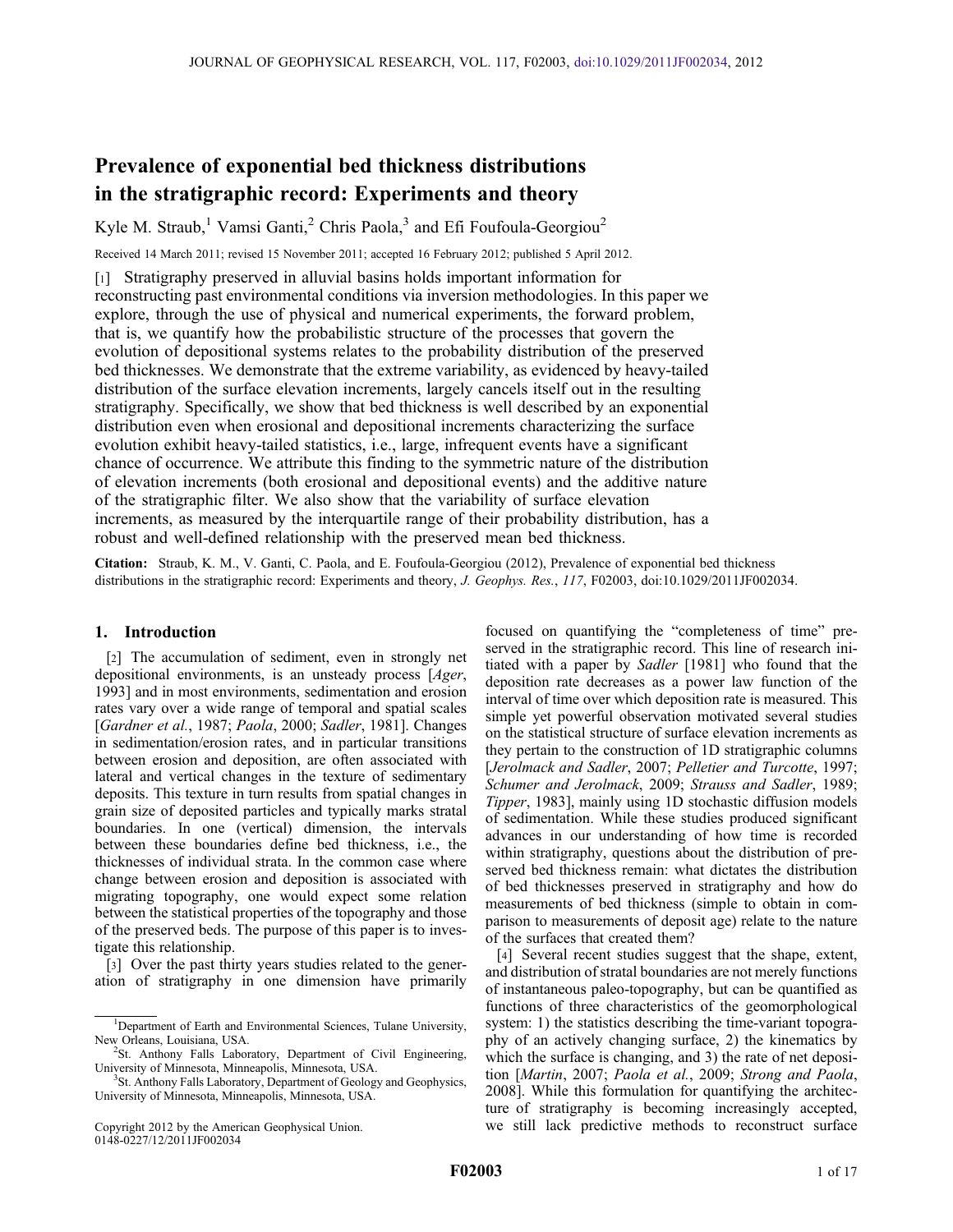# Prevalence of exponential bed thickness distributions in the stratigraphic record: Experiments and theory

Kyle M. Straub,[1] Vamsi Ganti,[2] Chris Paola,[3] and Efi Foufoula-Georgiou[2]

Received 14 March 2011; revised 15 November 2011; accepted 16 February 2012; published 5 April 2012.

[1] Stratigraphy preserved in alluvial basins holds important information for reconstructing past environmental conditions via inversion methodologies. In this paper we explore, through the use of physical and numerical experiments, the forward problem, that is, we quantify how the probabilistic structure of the processes that govern the evolution of depositional systems relates to the probability distribution of the preserved bed thicknesses. We demonstrate that the extreme variability, as evidenced by heavy-tailed distribution of the surface elevation increments, largely cancels itself out in the resulting stratigraphy. Specifically, we show that bed thickness is well described by an exponential distribution even when erosional and depositional increments characterizing the surface evolution exhibit heavy-tailed statistics, i.e., large, infrequent events have a significant chance of occurrence. We attribute this finding to the symmetric nature of the distribution of elevation increments (both erosional and depositional events) and the additive nature of the stratigraphic filter. We also show that the variability of surface elevation increments, as measured by the interquartile range of their probability distribution, has a robust and well-defined relationship with the preserved mean bed thickness.

**Citation:** Straub, K. M., V. Ganti, C. Paola, and E. Foufoula-Georgiou (2012), Prevalence of exponential bed thickness distributions in the stratigraphic record: Experiments and theory, *J. Geophys. Res.*, *117*, F02003, doi:10.1029/2011JF002034.

## 1. Introduction

[2] The accumulation of sediment, even in strongly net depositional environments, is an unsteady process [*Ager*, 1993] and in most environments, sedimentation and erosion rates vary over a wide range of temporal and spatial scales [*Gardner et al.*, 1987; *Paola*, 2000; *Sadler*, 1981]. Changes in sedimentation/erosion rates, and in particular transitions between erosion and deposition, are often associated with lateral and vertical changes in the texture of sedimentary deposits. This texture in turn results from spatial changes in grain size of deposited particles and typically marks stratal boundaries. In one (vertical) dimension, the intervals between these boundaries define bed thickness, i.e., the thicknesses of individual strata. In the common case where change between erosion and deposition is associated with migrating topography, one would expect some relation between the statistical properties of the topography and those of the preserved beds. The purpose of this paper is to investigate this relationship.

[3] Over the past thirty years studies related to the generation of stratigraphy in one dimension have primarily focused on quantifying the "completeness of time" preserved in the stratigraphic record. This line of research initiated with a paper by *Sadler* [1981] who found that the deposition rate decreases as a power law function of the interval of time over which deposition rate is measured. This simple yet powerful observation motivated several studies on the statistical structure of surface elevation increments as they pertain to the construction of 1D stratigraphic columns [*Jerolmack and Sadler*, 2007; *Pelletier and Turcotte*, 1997; *Schumer and Jerolmack*, 2009; *Strauss and Sadler*, 1989; *Tipper*, 1983], mainly using 1D stochastic diffusion models of sedimentation. While these studies produced significant advances in our understanding of how time is recorded within stratigraphy, questions about the distribution of preserved bed thickness remain: what dictates the distribution of bed thicknesses preserved in stratigraphy and how do measurements of bed thickness (simple to obtain in comparison to measurements of deposit age) relate to the nature of the surfaces that created them?

[4] Several recent studies suggest that the shape, extent, and distribution of stratal boundaries are not merely functions of instantaneous paleo-topography, but can be quantified as functions of three characteristics of the geomorphological system: 1) the statistics describing the time-variant topography of an actively changing surface, 2) the kinematics by which the surface is changing, and 3) the rate of net deposition [*Martin*, 2007; *Paola et al.*, 2009; *Strong and Paola*, 2008]. While this formulation for quantifying the architecture of stratigraphy is becoming increasingly accepted, we still lack predictive methods to reconstruct surface

---

[1] Department of Earth and Environmental Sciences, Tulane University, New Orleans, Louisiana, USA.

[2] St. Anthony Falls Laboratory, Department of Civil Engineering, University of Minnesota, Minneapolis, Minnesota, USA.

[3] St. Anthony Falls Laboratory, Department of Geology and Geophysics, University of Minnesota, Minneapolis, Minnesota, USA.

Copyright 2012 by the American Geophysical Union.
0148-0227/12/2011JF002034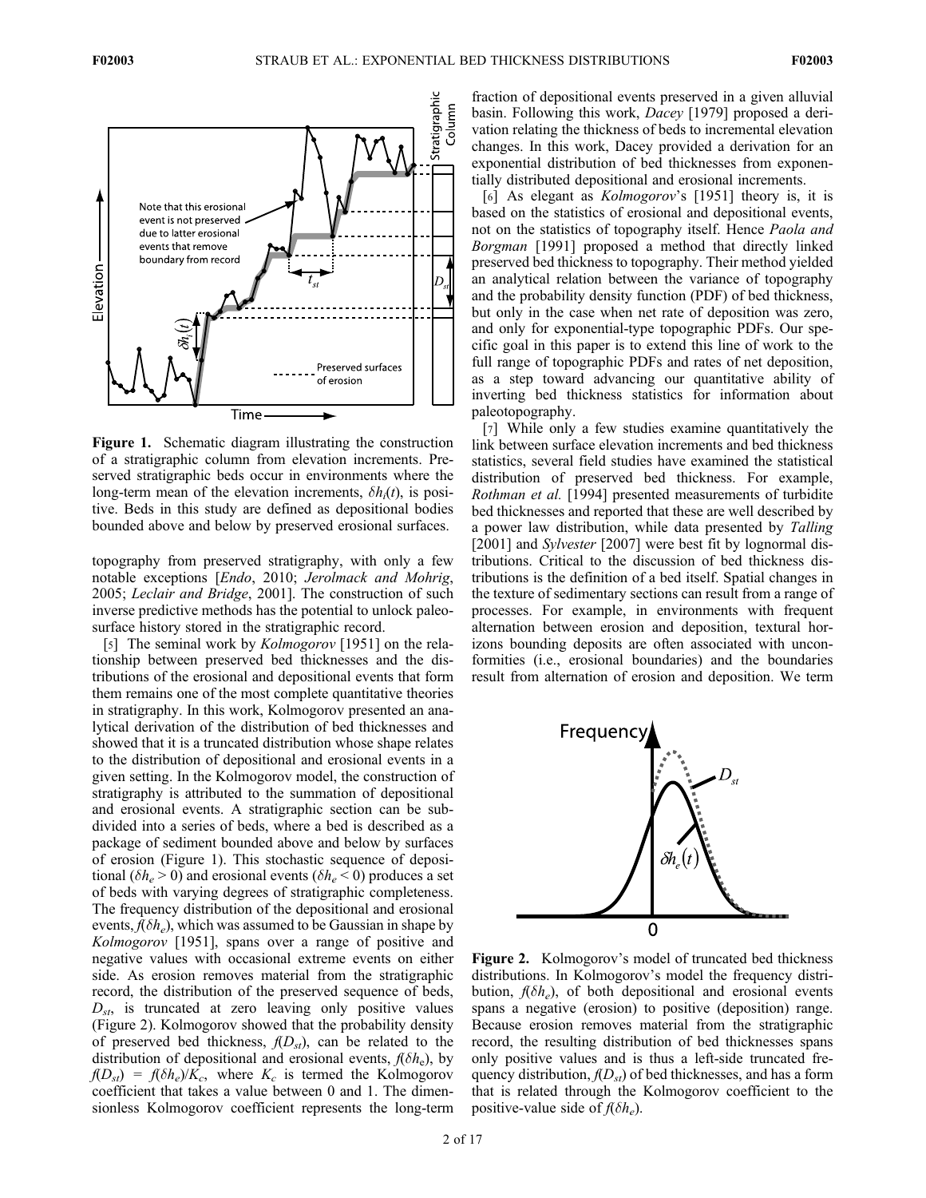Figure 1. Schematic diagram illustrating the construction of a stratigraphic column from elevation increments. Preserved stratigraphic beds occur in environments where the long-term mean of the elevation increments, $\delta h_i(t)$, is positive. Beds in this study are defined as depositional bodies bounded above and below by preserved erosional surfaces.

topography from preserved stratigraphy, with only a few notable exceptions [*Endo*, 2010; *Jerolmack and Mohrig*, 2005; *Leclair and Bridge*, 2001]. The construction of such inverse predictive methods has the potential to unlock paleosurface history stored in the stratigraphic record.

[5] The seminal work by *Kolmogorov* [1951] on the relationship between preserved bed thicknesses and the distributions of the erosional and depositional events that form them remains one of the most complete quantitative theories in stratigraphy. In this work, Kolmogorov presented an analytical derivation of the distribution of bed thicknesses and showed that it is a truncated distribution whose shape relates to the distribution of depositional and erosional events in a given setting. In the Kolmogorov model, the construction of stratigraphy is attributed to the summation of depositional and erosional events. A stratigraphic section can be subdivided into a series of beds, where a bed is described as a package of sediment bounded above and below by surfaces of erosion (Figure 1). This stochastic sequence of depositional ($\delta h_e > 0$) and erosional events ($\delta h_e < 0$) produces a set of beds with varying degrees of stratigraphic completeness. The frequency distribution of the depositional and erosional events, $f(\delta h_e)$, which was assumed to be Gaussian in shape by *Kolmogorov* [1951], spans over a range of positive and negative values with occasional extreme events on either side. As erosion removes material from the stratigraphic record, the distribution of the preserved sequence of beds, $D_{st}$, is truncated at zero leaving only positive values (Figure 2). Kolmogorov showed that the probability density of preserved bed thickness, $f(D_{st})$, can be related to the distribution of depositional and erosional events, $f(\delta h_e)$, by $f(D_{st}) = f(\delta h_e)/K_c$, where $K_c$ is termed the Kolmogorov coefficient that takes a value between 0 and 1. The dimensionless Kolmogorov coefficient represents the long-term fraction of depositional events preserved in a given alluvial basin. Following this work, *Dacey* [1979] proposed a derivation relating the thickness of beds to incremental elevation changes. In this work, Dacey provided a derivation for an exponential distribution of bed thicknesses from exponentially distributed depositional and erosional increments.

[6] As elegant as *Kolmogorov*'s [1951] theory is, it is based on the statistics of erosional and depositional events, not on the statistics of topography itself. Hence *Paola and Borgman* [1991] proposed a method that directly linked preserved bed thickness to topography. Their method yielded an analytical relation between the variance of topography and the probability density function (PDF) of bed thickness, but only in the case when net rate of deposition was zero, and only for exponential-type topographic PDFs. Our specific goal in this paper is to extend this line of work to the full range of topographic PDFs and rates of net deposition, as a step toward advancing our quantitative ability of inverting bed thickness statistics for information about paleotopography.

[7] While only a few studies examine quantitatively the link between surface elevation increments and bed thickness statistics, several field studies have examined the statistical distribution of preserved bed thickness. For example, *Rothman et al.* [1994] presented measurements of turbidite bed thicknesses and reported that these are well described by a power law distribution, while data presented by *Talling* [2001] and *Sylvester* [2007] were best fit by lognormal distributions. Critical to the discussion of bed thickness distributions is the definition of a bed itself. Spatial changes in the texture of sedimentary sections can result from a range of processes. For example, in environments with frequent alternation between erosion and deposition, textural horizons bounding deposits are often associated with unconformities (i.e., erosional boundaries) and the boundaries result from alternation of erosion and deposition. We term

Figure 2. Kolmogorov's model of truncated bed thickness distributions. In Kolmogorov's model the frequency distribution, $f(\delta h_e)$, of both depositional and erosional events spans a negative (erosion) to positive (deposition) range. Because erosion removes material from the stratigraphic record, the resulting distribution of bed thicknesses spans only positive values and is thus a left-side truncated frequency distribution, $f(D_{st})$ of bed thicknesses, and has a form that is related through the Kolmogorov coefficient to the positive-value side of $f(\delta h_e)$.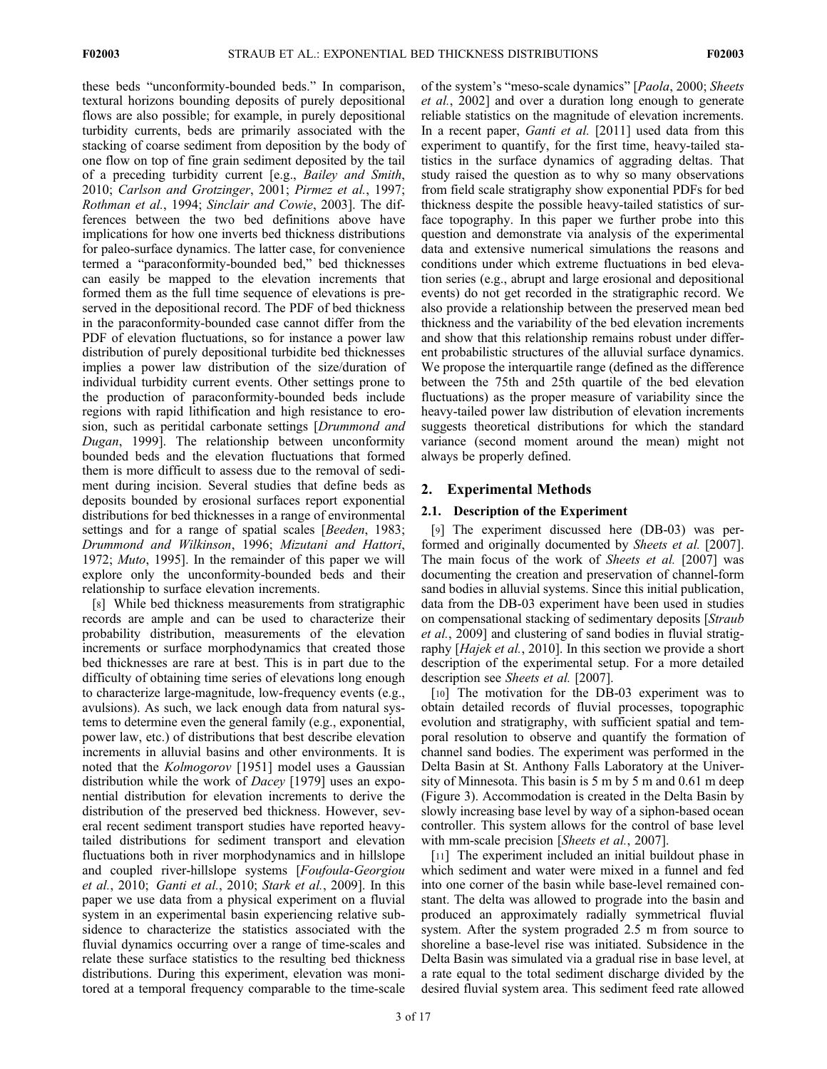these beds "unconformity-bounded beds." In comparison, textural horizons bounding deposits of purely depositional flows are also possible; for example, in purely depositional turbidity currents, beds are primarily associated with the stacking of coarse sediment from deposition by the body of one flow on top of fine grain sediment deposited by the tail of a preceding turbidity current [e.g., *Bailey and Smith*, 2010; *Carlson and Grotzinger*, 2001; *Pirmez et al.*, 1997; *Rothman et al.*, 1994; *Sinclair and Cowie*, 2003]. The differences between the two bed definitions above have implications for how one inverts bed thickness distributions for paleo-surface dynamics. The latter case, for convenience termed a "paraconformity-bounded bed," bed thicknesses can easily be mapped to the elevation increments that formed them as the full time sequence of elevations is preserved in the depositional record. The PDF of bed thickness in the paraconformity-bounded case cannot differ from the PDF of elevation fluctuations, so for instance a power law distribution of purely depositional turbidite bed thicknesses implies a power law distribution of the size/duration of individual turbidity current events. Other settings prone to the production of paraconformity-bounded beds include regions with rapid lithification and high resistance to erosion, such as peritidal carbonate settings [*Drummond and Dugan*, 1999]. The relationship between unconformity bounded beds and the elevation fluctuations that formed them is more difficult to assess due to the removal of sediment during incision. Several studies that define beds as deposits bounded by erosional surfaces report exponential distributions for bed thicknesses in a range of environmental settings and for a range of spatial scales [*Beeden*, 1983; *Drummond and Wilkinson*, 1996; *Mizutani and Hattori*, 1972; *Muto*, 1995]. In the remainder of this paper we will explore only the unconformity-bounded beds and their relationship to surface elevation increments.

[8] While bed thickness measurements from stratigraphic records are ample and can be used to characterize their probability distribution, measurements of the elevation increments or surface morphodynamics that created those bed thicknesses are rare at best. This is in part due to the difficulty of obtaining time series of elevations long enough to characterize large-magnitude, low-frequency events (e.g., avulsions). As such, we lack enough data from natural systems to determine even the general family (e.g., exponential, power law, etc.) of distributions that best describe elevation increments in alluvial basins and other environments. It is noted that the *Kolmogorov* [1951] model uses a Gaussian distribution while the work of *Dacey* [1979] uses an exponential distribution for elevation increments to derive the distribution of the preserved bed thickness. However, several recent sediment transport studies have reported heavy-tailed distributions for sediment transport and elevation fluctuations both in river morphodynamics and in hillslope and coupled river-hillslope systems [*Foufoula-Georgiou et al.*, 2010; *Ganti et al.*, 2010; *Stark et al.*, 2009]. In this paper we use data from a physical experiment on a fluvial system in an experimental basin experiencing relative subsidence to characterize the statistics associated with the fluvial dynamics occurring over a range of time-scales and relate these surface statistics to the resulting bed thickness distributions. During this experiment, elevation was monitored at a temporal frequency comparable to the time-scale of the system's "meso-scale dynamics" [*Paola*, 2000; *Sheets et al.*, 2002] and over a duration long enough to generate reliable statistics on the magnitude of elevation increments. In a recent paper, *Ganti et al.* [2011] used data from this experiment to quantify, for the first time, heavy-tailed statistics in the surface dynamics of aggrading deltas. That study raised the question as to why so many observations from field scale stratigraphy show exponential PDFs for bed thickness despite the possible heavy-tailed statistics of surface topography. In this paper we further probe into this question and demonstrate via analysis of the experimental data and extensive numerical simulations the reasons and conditions under which extreme fluctuations in bed elevation series (e.g., abrupt and large erosional and depositional events) do not get recorded in the stratigraphic record. We also provide a relationship between the preserved mean bed thickness and the variability of the bed elevation increments and show that this relationship remains robust under different probabilistic structures of the alluvial surface dynamics. We propose the interquartile range (defined as the difference between the 75th and 25th quartile of the bed elevation fluctuations) as the proper measure of variability since the heavy-tailed power law distribution of elevation increments suggests theoretical distributions for which the standard variance (second moment around the mean) might not always be properly defined.

## 2. Experimental Methods

### 2.1. Description of the Experiment

[9] The experiment discussed here (DB-03) was performed and originally documented by *Sheets et al.* [2007]. The main focus of the work of *Sheets et al.* [2007] was documenting the creation and preservation of channel-form sand bodies in alluvial systems. Since this initial publication, data from the DB-03 experiment have been used in studies on compensational stacking of sedimentary deposits [*Straub et al.*, 2009] and clustering of sand bodies in fluvial stratigraphy [*Hajek et al.*, 2010]. In this section we provide a short description of the experimental setup. For a more detailed description see *Sheets et al.* [2007].

[10] The motivation for the DB-03 experiment was to obtain detailed records of fluvial processes, topographic evolution and stratigraphy, with sufficient spatial and temporal resolution to observe and quantify the formation of channel sand bodies. The experiment was performed in the Delta Basin at St. Anthony Falls Laboratory at the University of Minnesota. This basin is 5 m by 5 m and 0.61 m deep (Figure 3). Accommodation is created in the Delta Basin by slowly increasing base level by way of a siphon-based ocean controller. This system allows for the control of base level with mm-scale precision [*Sheets et al.*, 2007].

[11] The experiment included an initial buildout phase in which sediment and water were mixed in a funnel and fed into one corner of the basin while base-level remained constant. The delta was allowed to prograde into the basin and produced an approximately radially symmetrical fluvial system. After the system prograded 2.5 m from source to shoreline a base-level rise was initiated. Subsidence in the Delta Basin was simulated via a gradual rise in base level, at a rate equal to the total sediment discharge divided by the desired fluvial system area. This sediment feed rate allowed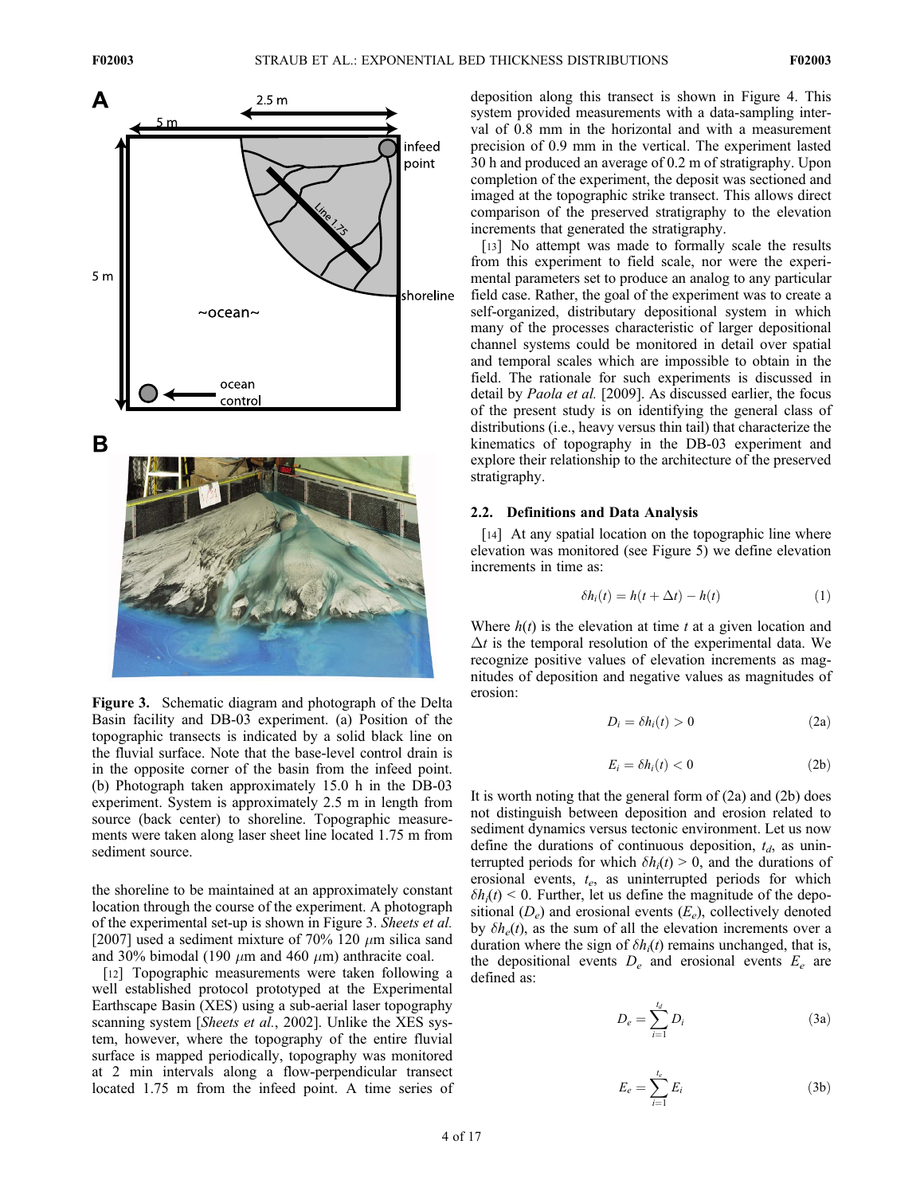Figure 3. Schematic diagram and photograph of the Delta Basin facility and DB-03 experiment. (a) Position of the topographic transects is indicated by a solid black line on the fluvial surface. Note that the base-level control drain is in the opposite corner of the basin from the infeed point. (b) Photograph taken approximately 15.0 h in the DB-03 experiment. System is approximately 2.5 m in length from source (back center) to shoreline. Topographic measurements were taken along laser sheet line located 1.75 m from sediment source.

the shoreline to be maintained at an approximately constant location through the course of the experiment. A photograph of the experimental set-up is shown in Figure 3. *Sheets et al.* [2007] used a sediment mixture of 70% 120 $\mu$m silica sand and 30% bimodal (190 $\mu$m and 460 $\mu$m) anthracite coal.

[12] Topographic measurements were taken following a well established protocol prototyped at the Experimental Earthscape Basin (XES) using a sub-aerial laser topography scanning system [*Sheets et al.*, 2002]. Unlike the XES system, however, where the topography of the entire fluvial surface is mapped periodically, topography was monitored at 2 min intervals along a flow-perpendicular transect located 1.75 m from the infeed point. A time series of deposition along this transect is shown in Figure 4. This system provided measurements with a data-sampling interval of 0.8 mm in the horizontal and with a measurement precision of 0.9 mm in the vertical. The experiment lasted 30 h and produced an average of 0.2 m of stratigraphy. Upon completion of the experiment, the deposit was sectioned and imaged at the topographic strike transect. This allows direct comparison of the preserved stratigraphy to the elevation increments that generated the stratigraphy.

[13] No attempt was made to formally scale the results from this experiment to field scale, nor were the experimental parameters set to produce an analog to any particular field case. Rather, the goal of the experiment was to create a self-organized, distributary depositional system in which many of the processes characteristic of larger depositional channel systems could be monitored in detail over spatial and temporal scales which are impossible to obtain in the field. The rationale for such experiments is discussed in detail by *Paola et al.* [2009]. As discussed earlier, the focus of the present study is on identifying the general class of distributions (i.e., heavy versus thin tail) that characterize the kinematics of topography in the DB-03 experiment and explore their relationship to the architecture of the preserved stratigraphy.

## 2.2. Definitions and Data Analysis

[14] At any spatial location on the topographic line where elevation was monitored (see Figure 5) we define elevation increments in time as:

$$\delta h_i(t) = h(t + \Delta t) - h(t) \tag{1}$$

Where $h(t)$ is the elevation at time $t$ at a given location and $\Delta t$ is the temporal resolution of the experimental data. We recognize positive values of elevation increments as magnitudes of deposition and negative values as magnitudes of erosion:

$$D_i = \delta h_i(t) > 0 \tag{2a}$$

$$E_i = \delta h_i(t) < 0 \tag{2b}$$

It is worth noting that the general form of (2a) and (2b) does not distinguish between deposition and erosion related to sediment dynamics versus tectonic environment. Let us now define the durations of continuous deposition, $t_d$, as uninterrupted periods for which $\delta h_i(t) > 0$, and the durations of erosional events, $t_e$, as uninterrupted periods for which $\delta h_i(t) < 0$. Further, let us define the magnitude of the depositional ($D_e$) and erosional events ($E_e$), collectively denoted by $\delta h_e(t)$, as the sum of all the elevation increments over a duration where the sign of $\delta h_i(t)$ remains unchanged, that is, the depositional events $D_e$ and erosional events $E_e$ are defined as:

$$D_e = \sum_{i=1}^{t_d} D_i \tag{3a}$$

$$E_e = \sum_{i=1}^{t_e} E_i \tag{3b}$$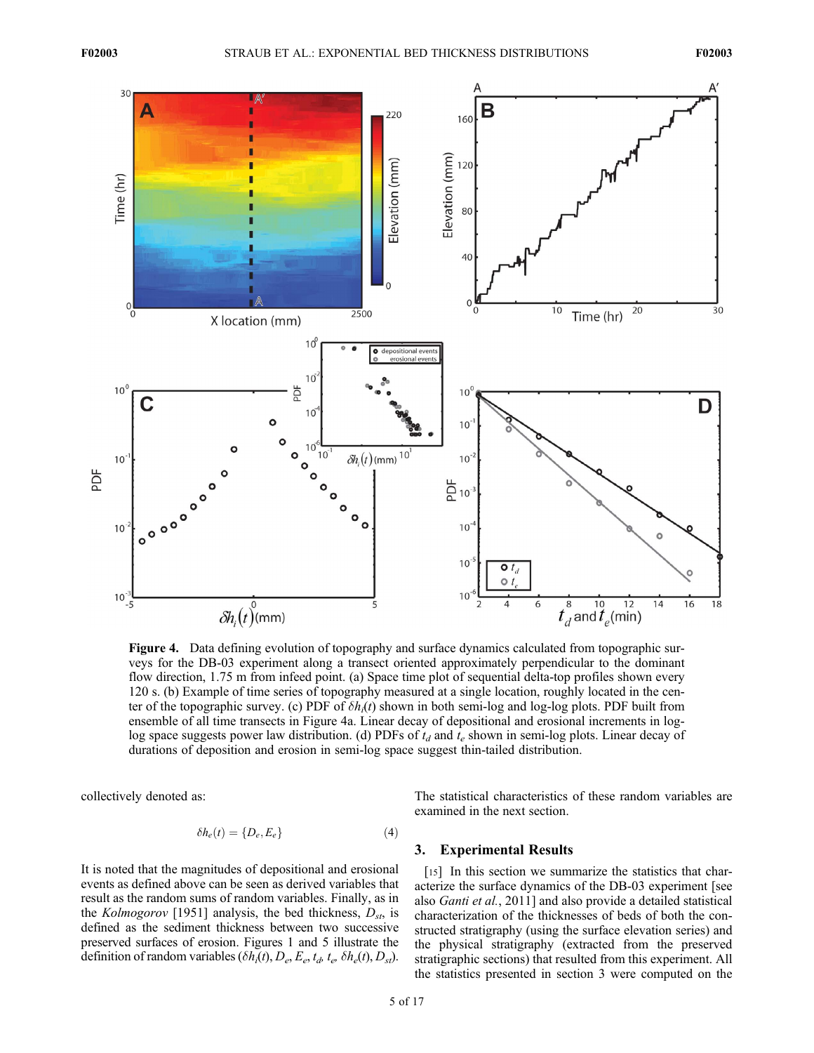**Figure 4.** Data defining evolution of topography and surface dynamics calculated from topographic surveys for the DB-03 experiment along a transect oriented approximately perpendicular to the dominant flow direction, 1.75 m from infeed point. (a) Space time plot of sequential delta-top profiles shown every 120 s. (b) Example of time series of topography measured at a single location, roughly located in the center of the topographic survey. (c) PDF of $\delta h_i(t)$ shown in both semi-log and log-log plots. PDF built from ensemble of all time transects in Figure 4a. Linear decay of depositional and erosional increments in log-log space suggests power law distribution. (d) PDFs of $t_d$ and $t_e$ shown in semi-log plots. Linear decay of durations of deposition and erosion in semi-log space suggest thin-tailed distribution.

collectively denoted as:

$$\delta h_e(t) = \{D_e, E_e\} \tag{4}$$

It is noted that the magnitudes of depositional and erosional events as defined above can be seen as derived variables that result as the random sums of random variables. Finally, as in the *Kolmogorov* [1951] analysis, the bed thickness, $D_{st}$, is defined as the sediment thickness between two successive preserved surfaces of erosion. Figures 1 and 5 illustrate the definition of random variables ($\delta h_i(t)$, $D_e$, $E_e$, $t_d$, $t_e$, $\delta h_e(t)$, $D_{st}$). The statistical characteristics of these random variables are examined in the next section.

## 3. Experimental Results

[15] In this section we summarize the statistics that characterize the surface dynamics of the DB-03 experiment [see also *Ganti et al.*, 2011] and also provide a detailed statistical characterization of the thicknesses of beds of both the constructed stratigraphy (using the surface elevation series) and the physical stratigraphy (extracted from the preserved stratigraphic sections) that resulted from this experiment. All the statistics presented in section 3 were computed on the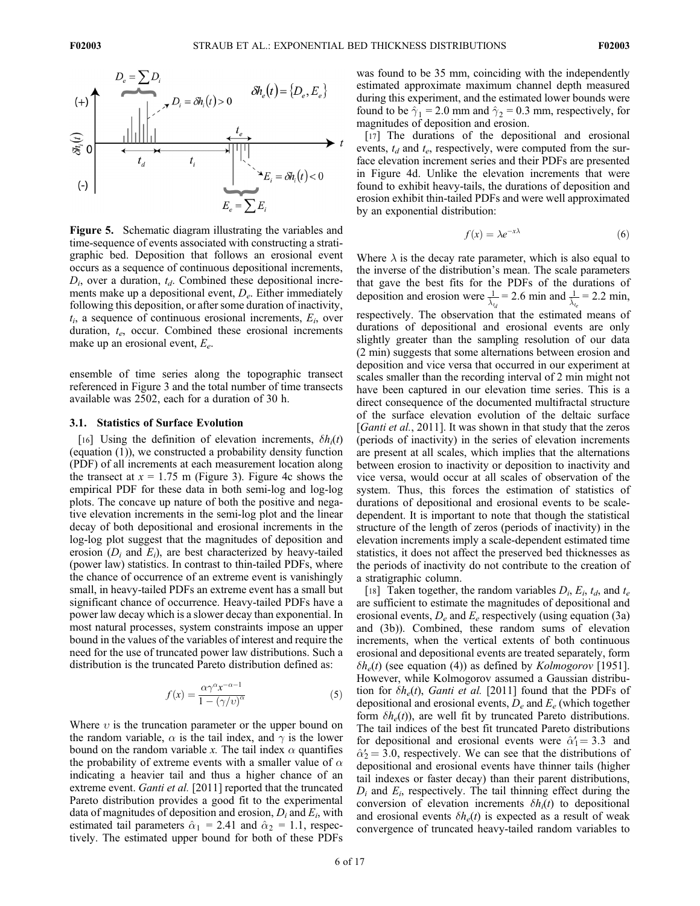**Figure 5.** Schematic diagram illustrating the variables and time-sequence of events associated with constructing a stratigraphic bed. Deposition that follows an erosional event occurs as a sequence of continuous depositional increments, $D_i$, over a duration, $t_d$. Combined these depositional increments make up a depositional event, $D_e$. Either immediately following this deposition, or after some duration of inactivity, $t_i$, a sequence of continuous erosional increments, $E_i$, over duration, $t_e$, occur. Combined these erosional increments make up an erosional event, $E_e$.

ensemble of time series along the topographic transect referenced in Figure 3 and the total number of time transects available was 2502, each for a duration of 30 h.

### 3.1. Statistics of Surface Evolution

[16] Using the definition of elevation increments, $\delta h_i(t)$ (equation (1)), we constructed a probability density function (PDF) of all increments at each measurement location along the transect at $x$ = 1.75 m (Figure 3). Figure 4c shows the empirical PDF for these data in both semi-log and log-log plots. The concave up nature of both the positive and negative elevation increments in the semi-log plot and the linear decay of both depositional and erosional increments in the log-log plot suggest that the magnitudes of deposition and erosion ($D_i$ and $E_i$), are best characterized by heavy-tailed (power law) statistics. In contrast to thin-tailed PDFs, where the chance of occurrence of an extreme event is vanishingly small, in heavy-tailed PDFs an extreme event has a small but significant chance of occurrence. Heavy-tailed PDFs have a power law decay which is a slower decay than exponential. In most natural processes, system constraints impose an upper bound in the values of the variables of interest and require the need for the use of truncated power law distributions. Such a distribution is the truncated Pareto distribution defined as:

$$f(x) = \frac{\alpha \gamma^{\alpha} x^{-\alpha-1}}{1 - (\gamma/\upsilon)^{\alpha}} \tag{5}$$

Where $\upsilon$ is the truncation parameter or the upper bound on the random variable, $\alpha$ is the tail index, and $\gamma$ is the lower bound on the random variable $x$. The tail index $\alpha$ quantifies the probability of extreme events with a smaller value of $\alpha$ indicating a heavier tail and thus a higher chance of an extreme event. *Ganti et al.* [2011] reported that the truncated Pareto distribution provides a good fit to the experimental data of magnitudes of deposition and erosion, $D_i$ and $E_i$, with estimated tail parameters $\hat{\alpha}_1$ = 2.41 and $\hat{\alpha}_2$ = 1.1, respectively. The estimated upper bound for both of these PDFs was found to be 35 mm, coinciding with the independently estimated approximate maximum channel depth measured during this experiment, and the estimated lower bounds were found to be $\hat{\gamma}_1$ = 2.0 mm and $\hat{\gamma}_2$ = 0.3 mm, respectively, for magnitudes of deposition and erosion.

[17] The durations of the depositional and erosional events, $t_d$ and $t_e$, respectively, were computed from the surface elevation increment series and their PDFs are presented in Figure 4d. Unlike the elevation increments that were found to exhibit heavy-tails, the durations of deposition and erosion exhibit thin-tailed PDFs and were well approximated by an exponential distribution:

$$f(x) = \lambda e^{-x\lambda} \tag{6}$$

Where $\lambda$ is the decay rate parameter, which is also equal to the inverse of the distribution's mean. The scale parameters that gave the best fits for the PDFs of the durations of deposition and erosion were $\frac{1}{\lambda_{t_d}}$ = 2.6 min and $\frac{1}{\lambda_{t_e}}$ = 2.2 min, respectively. The observation that the estimated means of durations of depositional and erosional events are only slightly greater than the sampling resolution of our data (2 min) suggests that some alternations between erosion and deposition and vice versa that occurred in our experiment at scales smaller than the recording interval of 2 min might not have been captured in our elevation time series. This is a direct consequence of the documented multifractal structure of the surface elevation evolution of the deltaic surface [*Ganti et al.*, 2011]. It was shown in that study that the zeros (periods of inactivity) in the series of elevation increments are present at all scales, which implies that the alternations between erosion to inactivity or deposition to inactivity and vice versa, would occur at all scales of observation of the system. Thus, this forces the estimation of statistics of durations of depositional and erosional events to be scale-dependent. It is important to note that though the statistical structure of the length of zeros (periods of inactivity) in the elevation increments imply a scale-dependent estimated time statistics, it does not affect the preserved bed thicknesses as the periods of inactivity do not contribute to the creation of a stratigraphic column.

[18] Taken together, the random variables $D_i$, $E_i$, $t_d$, and $t_e$ are sufficient to estimate the magnitudes of depositional and erosional events, $D_e$ and $E_e$ respectively (using equation (3a) and (3b)). Combined, these random sums of elevation increments, when the vertical extents of both continuous erosional and depositional events are treated separately, form $\delta h_e(t)$ (see equation (4)) as defined by *Kolmogorov* [1951]. However, while Kolmogorov assumed a Gaussian distribution for $\delta h_e(t)$, *Ganti et al.* [2011] found that the PDFs of depositional and erosional events, $D_e$ and $E_e$ (which together form $\delta h_e(t)$), are well fit by truncated Pareto distributions. The tail indices of the best fit truncated Pareto distributions for depositional and erosional events were $\hat{\alpha}'_1$ = 3.3 and $\hat{\alpha}'_2$ = 3.0, respectively. We can see that the distributions of depositional and erosional events have thinner tails (higher tail indexes or faster decay) than their parent distributions, $D_i$ and $E_i$, respectively. The tail thinning effect during the conversion of elevation increments $\delta h_i(t)$ to depositional and erosional events $\delta h_e(t)$ is expected as a result of weak convergence of truncated heavy-tailed random variables to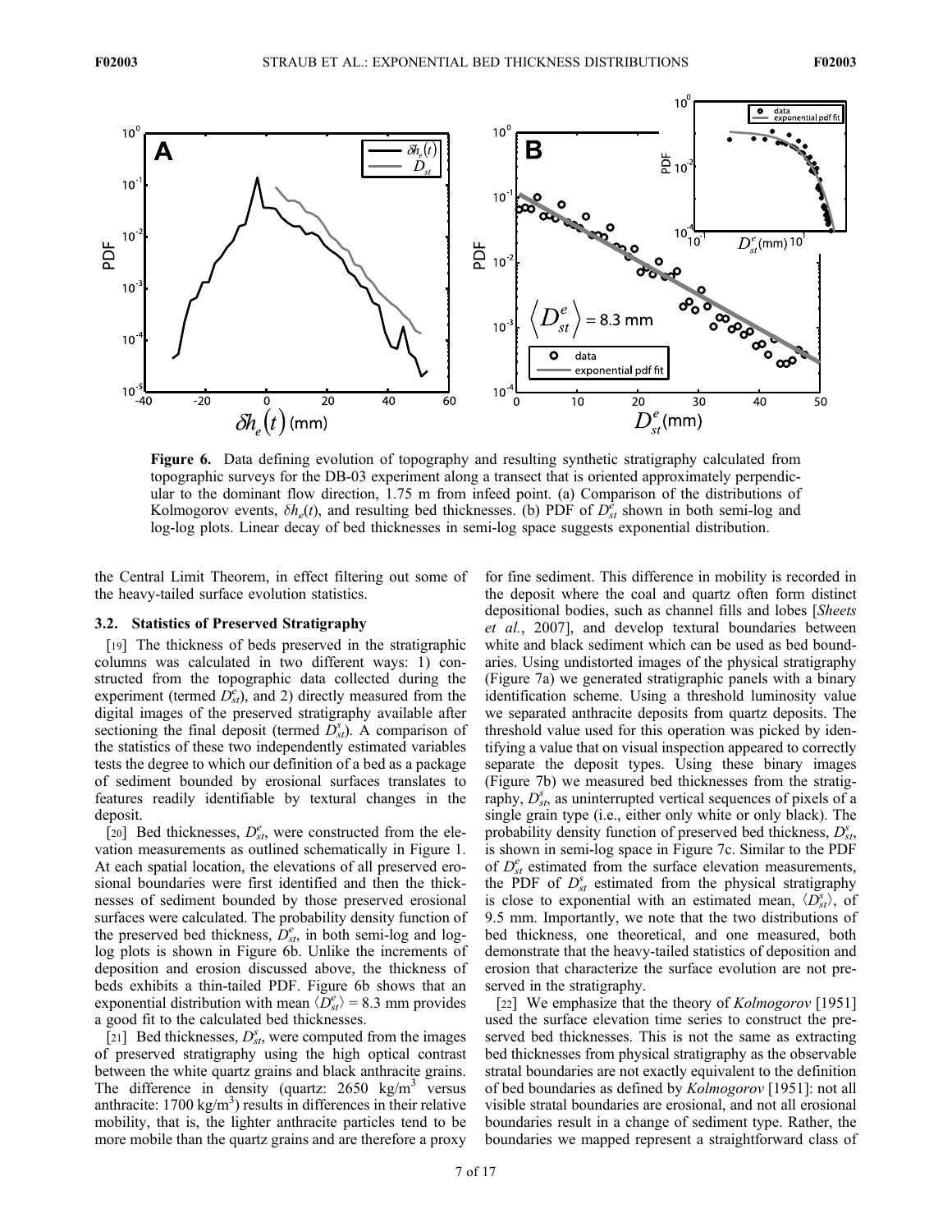**Figure 6.** Data defining evolution of topography and resulting synthetic stratigraphy calculated from topographic surveys for the DB-03 experiment along a transect that is oriented approximately perpendicular to the dominant flow direction, 1.75 m from infeed point. (a) Comparison of the distributions of Kolmogorov events, $\delta h_e(t)$, and resulting bed thicknesses. (b) PDF of $D_{st}^e$ shown in both semi-log and log-log plots. Linear decay of bed thicknesses in semi-log space suggests exponential distribution.

the Central Limit Theorem, in effect filtering out some of the heavy-tailed surface evolution statistics.

### 3.2. Statistics of Preserved Stratigraphy

[19] The thickness of beds preserved in the stratigraphic columns was calculated in two different ways: 1) constructed from the topographic data collected during the experiment (termed $D_{st}^e$), and 2) directly measured from the digital images of the preserved stratigraphy available after sectioning the final deposit (termed $D_{st}^s$). A comparison of the statistics of these two independently estimated variables tests the degree to which our definition of a bed as a package of sediment bounded by erosional surfaces translates to features readily identifiable by textural changes in the deposit.

[20] Bed thicknesses, $D_{st}^e$, were constructed from the elevation measurements as outlined schematically in Figure 1. At each spatial location, the elevations of all preserved erosional boundaries were first identified and then the thicknesses of sediment bounded by those preserved erosional surfaces were calculated. The probability density function of the preserved bed thickness, $D_{st}^e$, in both semi-log and log-log plots is shown in Figure 6b. Unlike the increments of deposition and erosion discussed above, the thickness of beds exhibits a thin-tailed PDF. Figure 6b shows that an exponential distribution with mean $\langle D_{st}^e \rangle = 8.3$ mm provides a good fit to the calculated bed thicknesses.

[21] Bed thicknesses, $D_{st}^s$, were computed from the images of preserved stratigraphy using the high optical contrast between the white quartz grains and black anthracite grains. The difference in density (quartz: 2650 kg/m$^3$ versus anthracite: 1700 kg/m$^3$) results in differences in their relative mobility, that is, the lighter anthracite particles tend to be more mobile than the quartz grains and are therefore a proxy for fine sediment. This difference in mobility is recorded in the deposit where the coal and quartz often form distinct depositional bodies, such as channel fills and lobes [*Sheets et al.*, 2007], and develop textural boundaries between white and black sediment which can be used as bed boundaries. Using undistorted images of the physical stratigraphy (Figure 7a) we generated stratigraphic panels with a binary identification scheme. Using a threshold luminosity value we separated anthracite deposits from quartz deposits. The threshold value used for this operation was picked by identifying a value that on visual inspection appeared to correctly separate the deposit types. Using these binary images (Figure 7b) we measured bed thicknesses from the stratigraphy, $D_{st}^s$, as uninterrupted vertical sequences of pixels of a single grain type (i.e., either only white or only black). The probability density function of preserved bed thickness, $D_{st}^s$, is shown in semi-log space in Figure 7c. Similar to the PDF of $D_{st}^e$ estimated from the surface elevation measurements, the PDF of $D_{st}^s$ estimated from the physical stratigraphy is close to exponential with an estimated mean, $\langle D_{st}^s \rangle$, of 9.5 mm. Importantly, we note that the two distributions of bed thickness, one theoretical, and one measured, both demonstrate that the heavy-tailed statistics of deposition and erosion that characterize the surface evolution are not preserved in the stratigraphy.

[22] We emphasize that the theory of *Kolmogorov* [1951] used the surface elevation time series to construct the preserved bed thicknesses. This is not the same as extracting bed thicknesses from physical stratigraphy as the observable stratal boundaries are not exactly equivalent to the definition of bed boundaries as defined by *Kolmogorov* [1951]: not all visible stratal boundaries are erosional, and not all erosional boundaries result in a change of sediment type. Rather, the boundaries we mapped represent a straightforward class of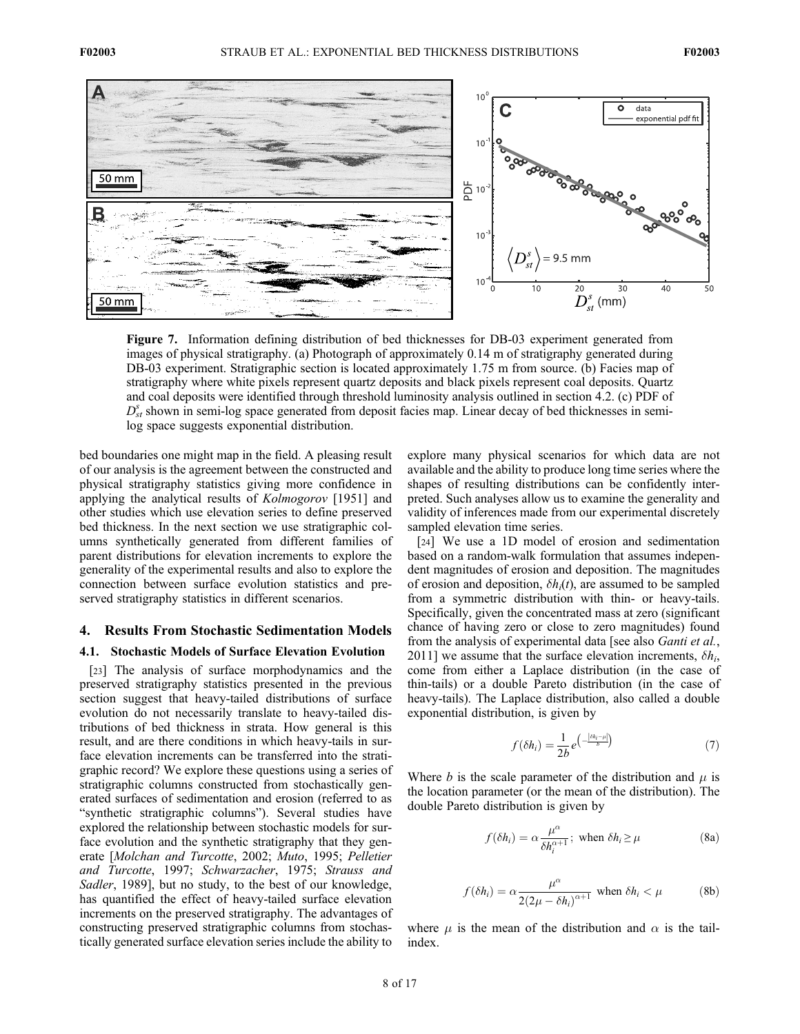**Figure 7.** Information defining distribution of bed thicknesses for DB-03 experiment generated from images of physical stratigraphy. (a) Photograph of approximately 0.14 m of stratigraphy generated during DB-03 experiment. Stratigraphic section is located approximately 1.75 m from source. (b) Facies map of stratigraphy where white pixels represent quartz deposits and black pixels represent coal deposits. Quartz and coal deposits were identified through threshold luminosity analysis outlined in section 4.2. (c) PDF of $D_{st}^{s}$ shown in semi-log space generated from deposit facies map. Linear decay of bed thicknesses in semi-log space suggests exponential distribution.

bed boundaries one might map in the field. A pleasing result of our analysis is the agreement between the constructed and physical stratigraphy statistics giving more confidence in applying the analytical results of *Kolmogorov* [1951] and other studies which use elevation series to define preserved bed thickness. In the next section we use stratigraphic columns synthetically generated from different families of parent distributions for elevation increments to explore the generality of the experimental results and also to explore the connection between surface evolution statistics and preserved stratigraphy statistics in different scenarios.

## 4. Results From Stochastic Sedimentation Models

### 4.1. Stochastic Models of Surface Elevation Evolution

[23] The analysis of surface morphodynamics and the preserved stratigraphy statistics presented in the previous section suggest that heavy-tailed distributions of surface evolution do not necessarily translate to heavy-tailed distributions of bed thickness in strata. How general is this result, and are there conditions in which heavy-tails in surface elevation increments can be transferred into the stratigraphic record? We explore these questions using a series of stratigraphic columns constructed from stochastically generated surfaces of sedimentation and erosion (referred to as "synthetic stratigraphic columns"). Several studies have explored the relationship between stochastic models for surface evolution and the synthetic stratigraphy that they generate [*Molchan and Turcotte*, 2002; *Muto*, 1995; *Pelletier and Turcotte*, 1997; *Schwarzacher*, 1975; *Strauss and Sadler*, 1989], but no study, to the best of our knowledge, has quantified the effect of heavy-tailed surface elevation increments on the preserved stratigraphy. The advantages of constructing preserved stratigraphic columns from stochastically generated surface elevation series include the ability to explore many physical scenarios for which data are not available and the ability to produce long time series where the shapes of resulting distributions can be confidently interpreted. Such analyses allow us to examine the generality and validity of inferences made from our experimental discretely sampled elevation time series.

[24] We use a 1D model of erosion and sedimentation based on a random-walk formulation that assumes independent magnitudes of erosion and deposition. The magnitudes of erosion and deposition, $\delta h_i(t)$, are assumed to be sampled from a symmetric distribution with thin- or heavy-tails. Specifically, given the concentrated mass at zero (significant chance of having zero or close to zero magnitudes) found from the analysis of experimental data [see also *Ganti et al.*, 2011] we assume that the surface elevation increments, $\delta h_i$, come from either a Laplace distribution (in the case of thin-tails) or a double Pareto distribution (in the case of heavy-tails). The Laplace distribution, also called a double exponential distribution, is given by

$$f(\delta h_i) = \frac{1}{2b} e^{\left(-\frac{|\delta h_i - \mu|}{b}\right)} \tag{7}$$

Where $b$ is the scale parameter of the distribution and $\mu$ is the location parameter (or the mean of the distribution). The double Pareto distribution is given by

$$f(\delta h_i) = \alpha \frac{\mu^{\alpha}}{\delta h_i^{\alpha+1}}; \text{ when } \delta h_i \geq \mu \tag{8a}$$

$$f(\delta h_i) = \alpha \frac{\mu^{\alpha}}{2(2\mu - \delta h_i)^{\alpha+1}} \text{ when } \delta h_i < \mu \tag{8b}$$

where $\mu$ is the mean of the distribution and $\alpha$ is the tail-index.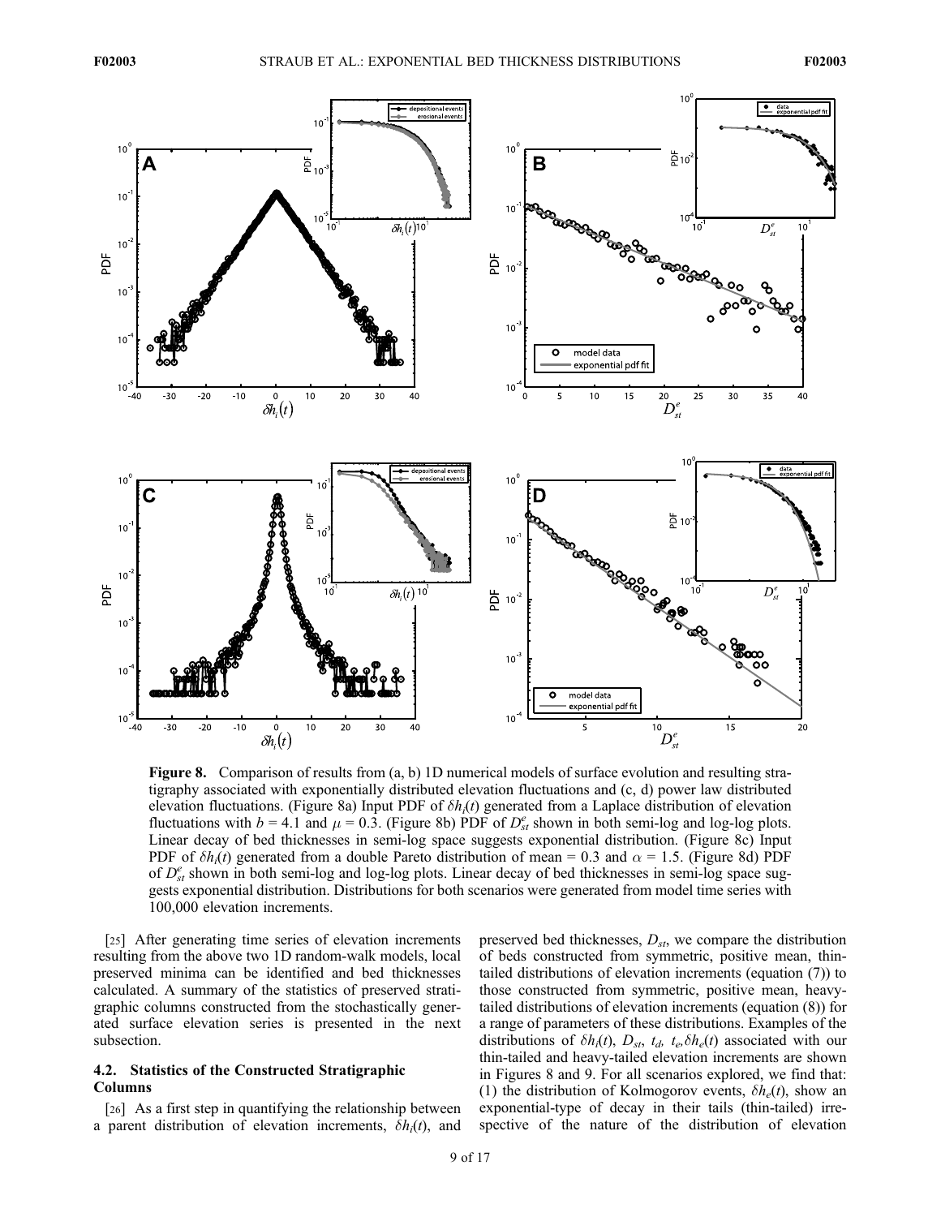**Figure 8.** Comparison of results from (a, b) 1D numerical models of surface evolution and resulting stratigraphy associated with exponentially distributed elevation fluctuations and (c, d) power law distributed elevation fluctuations. (Figure 8a) Input PDF of $\delta h_i(t)$ generated from a Laplace distribution of elevation fluctuations with $b = 4.1$ and $\mu = 0.3$. (Figure 8b) PDF of $D_{st}^{e}$ shown in both semi-log and log-log plots. Linear decay of bed thicknesses in semi-log space suggests exponential distribution. (Figure 8c) Input PDF of $\delta h_i(t)$ generated from a double Pareto distribution of mean = 0.3 and $\alpha = 1.5$. (Figure 8d) PDF of $D_{st}^{e}$ shown in both semi-log and log-log plots. Linear decay of bed thicknesses in semi-log space suggests exponential distribution. Distributions for both scenarios were generated from model time series with 100,000 elevation increments.

[25] After generating time series of elevation increments resulting from the above two 1D random-walk models, local preserved minima can be identified and bed thicknesses calculated. A summary of the statistics of preserved stratigraphic columns constructed from the stochastically generated surface elevation series is presented in the next subsection.

### 4.2. Statistics of the Constructed Stratigraphic Columns

[26] As a first step in quantifying the relationship between a parent distribution of elevation increments, $\delta h_i(t)$, and preserved bed thicknesses, $D_{st}$, we compare the distribution of beds constructed from symmetric, positive mean, thin-tailed distributions of elevation increments (equation (7)) to those constructed from symmetric, positive mean, heavy-tailed distributions of elevation increments (equation (8)) for a range of parameters of these distributions. Examples of the distributions of $\delta h_i(t)$, $D_{st}$, $t_d$, $t_e$, $\delta h_e(t)$ associated with our thin-tailed and heavy-tailed elevation increments are shown in Figures 8 and 9. For all scenarios explored, we find that: (1) the distribution of Kolmogorov events, $\delta h_e(t)$, show an exponential-type of decay in their tails (thin-tailed) irrespective of the nature of the distribution of elevation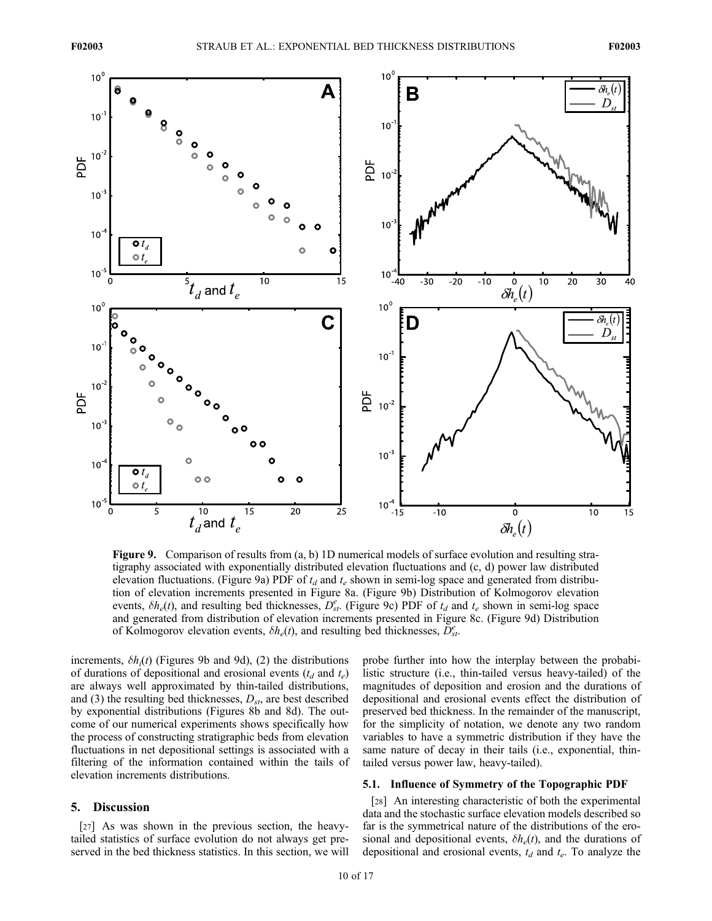**Figure 9.** Comparison of results from (a, b) 1D numerical models of surface evolution and resulting stratigraphy associated with exponentially distributed elevation fluctuations and (c, d) power law distributed elevation fluctuations. (Figure 9a) PDF of $t_d$ and $t_e$ shown in semi-log space and generated from distribution of elevation increments presented in Figure 8a. (Figure 9b) Distribution of Kolmogorov elevation events, $\delta h_e(t)$, and resulting bed thicknesses, $D_{st}^e$. (Figure 9c) PDF of $t_d$ and $t_e$ shown in semi-log space and generated from distribution of elevation increments presented in Figure 8c. (Figure 9d) Distribution of Kolmogorov elevation events, $\delta h_e(t)$, and resulting bed thicknesses, $D_{st}^e$.

increments, $\delta h_i(t)$ (Figures 9b and 9d), (2) the distributions of durations of depositional and erosional events ($t_d$ and $t_e$) are always well approximated by thin-tailed distributions, and (3) the resulting bed thicknesses, $D_{st}$, are best described by exponential distributions (Figures 8b and 8d). The outcome of our numerical experiments shows specifically how the process of constructing stratigraphic beds from elevation fluctuations in net depositional settings is associated with a filtering of the information contained within the tails of elevation increments distributions.

## 5. Discussion

[27] As was shown in the previous section, the heavy-tailed statistics of surface evolution do not always get preserved in the bed thickness statistics. In this section, we will probe further into how the interplay between the probabilistic structure (i.e., thin-tailed versus heavy-tailed) of the magnitudes of deposition and erosion and the durations of depositional and erosional events effect the distribution of preserved bed thickness. In the remainder of the manuscript, for the simplicity of notation, we denote any two random variables to have a symmetric distribution if they have the same nature of decay in their tails (i.e., exponential, thin-tailed versus power law, heavy-tailed).

### 5.1. Influence of Symmetry of the Topographic PDF

[28] An interesting characteristic of both the experimental data and the stochastic surface elevation models described so far is the symmetrical nature of the distributions of the erosional and depositional events, $\delta h_e(t)$, and the durations of depositional and erosional events, $t_d$ and $t_e$. To analyze the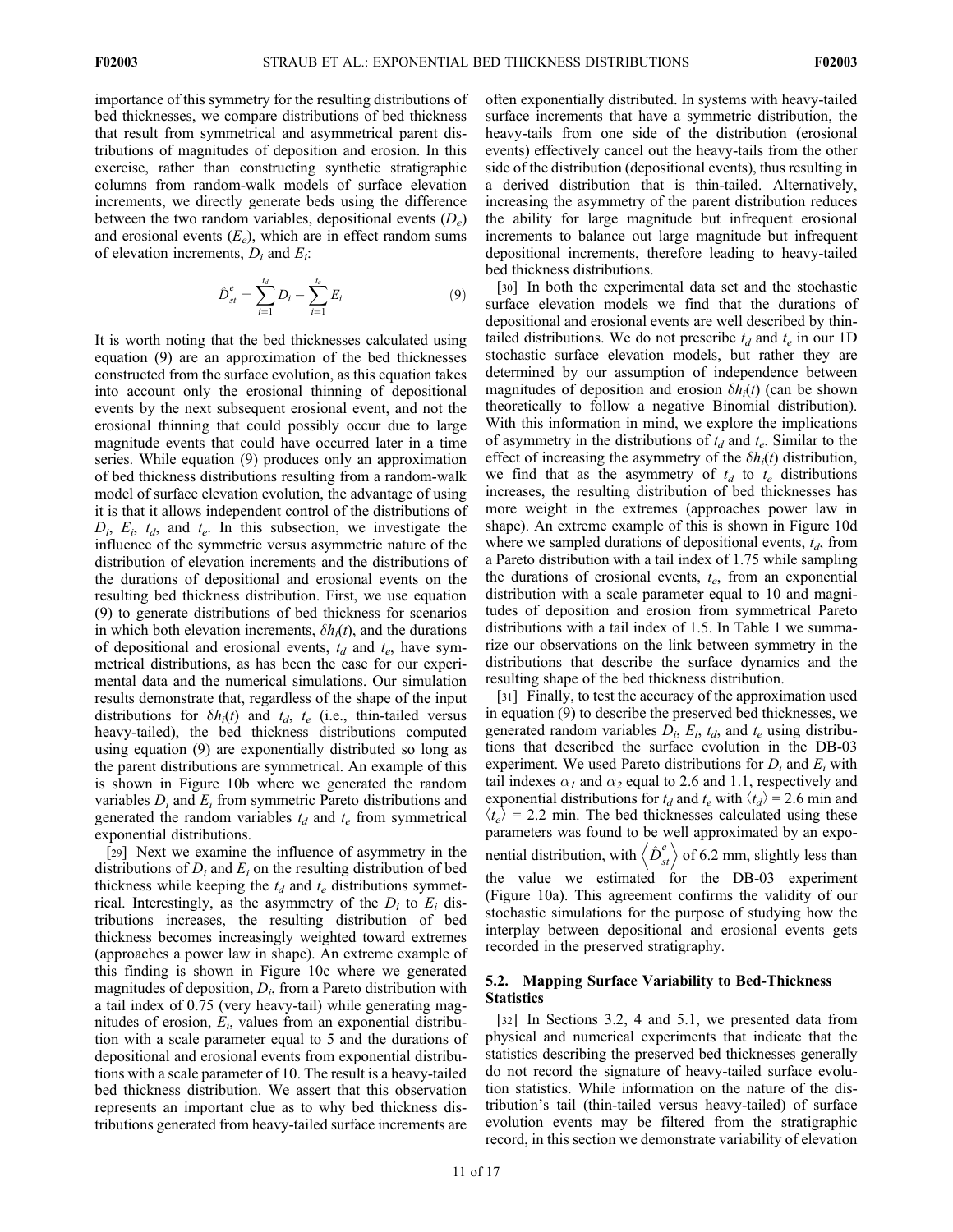importance of this symmetry for the resulting distributions of bed thicknesses, we compare distributions of bed thickness that result from symmetrical and asymmetrical parent distributions of magnitudes of deposition and erosion. In this exercise, rather than constructing synthetic stratigraphic columns from random-walk models of surface elevation increments, we directly generate beds using the difference between the two random variables, depositional events ($D_e$) and erosional events ($E_e$), which are in effect random sums of elevation increments, $D_i$ and $E_i$:

$$\hat{D}_{st}^{e} = \sum_{i=1}^{t_d} D_i - \sum_{i=1}^{t_e} E_i \tag{9}$$

It is worth noting that the bed thicknesses calculated using equation (9) are an approximation of the bed thicknesses constructed from the surface evolution, as this equation takes into account only the erosional thinning of depositional events by the next subsequent erosional event, and not the erosional thinning that could possibly occur due to large magnitude events that could have occurred later in a time series. While equation (9) produces only an approximation of bed thickness distributions resulting from a random-walk model of surface elevation evolution, the advantage of using it is that it allows independent control of the distributions of $D_i$, $E_i$, $t_d$, and $t_e$. In this subsection, we investigate the influence of the symmetric versus asymmetric nature of the distribution of elevation increments and the distributions of the durations of depositional and erosional events on the resulting bed thickness distribution. First, we use equation (9) to generate distributions of bed thickness for scenarios in which both elevation increments, $\delta h_i(t)$, and the durations of depositional and erosional events, $t_d$ and $t_e$, have symmetrical distributions, as has been the case for our experimental data and the numerical simulations. Our simulation results demonstrate that, regardless of the shape of the input distributions for $\delta h_i(t)$ and $t_d$, $t_e$ (i.e., thin-tailed versus heavy-tailed), the bed thickness distributions computed using equation (9) are exponentially distributed so long as the parent distributions are symmetrical. An example of this is shown in Figure 10b where we generated the random variables $D_i$ and $E_i$ from symmetric Pareto distributions and generated the random variables $t_d$ and $t_e$ from symmetrical exponential distributions.

[29] Next we examine the influence of asymmetry in the distributions of $D_i$ and $E_i$ on the resulting distribution of bed thickness while keeping the $t_d$ and $t_e$ distributions symmetrical. Interestingly, as the asymmetry of the $D_i$ to $E_i$ distributions increases, the resulting distribution of bed thickness becomes increasingly weighted toward extremes (approaches a power law in shape). An extreme example of this finding is shown in Figure 10c where we generated magnitudes of deposition, $D_i$, from a Pareto distribution with a tail index of 0.75 (very heavy-tail) while generating magnitudes of erosion, $E_i$, values from an exponential distribution with a scale parameter equal to 5 and the durations of depositional and erosional events from exponential distributions with a scale parameter of 10. The result is a heavy-tailed bed thickness distribution. We assert that this observation represents an important clue as to why bed thickness distributions generated from heavy-tailed surface increments are often exponentially distributed. In systems with heavy-tailed surface increments that have a symmetric distribution, the heavy-tails from one side of the distribution (erosional events) effectively cancel out the heavy-tails from the other side of the distribution (depositional events), thus resulting in a derived distribution that is thin-tailed. Alternatively, increasing the asymmetry of the parent distribution reduces the ability for large magnitude but infrequent erosional increments to balance out large magnitude but infrequent depositional increments, therefore leading to heavy-tailed bed thickness distributions.

[30] In both the experimental data set and the stochastic surface elevation models we find that the durations of depositional and erosional events are well described by thin-tailed distributions. We do not prescribe $t_d$ and $t_e$ in our 1D stochastic surface elevation models, but rather they are determined by our assumption of independence between magnitudes of deposition and erosion $\delta h_i(t)$ (can be shown theoretically to follow a negative Binomial distribution). With this information in mind, we explore the implications of asymmetry in the distributions of $t_d$ and $t_e$. Similar to the effect of increasing the asymmetry of the $\delta h_i(t)$ distribution, we find that as the asymmetry of $t_d$ to $t_e$ distributions increases, the resulting distribution of bed thicknesses has more weight in the extremes (approaches power law in shape). An extreme example of this is shown in Figure 10d where we sampled durations of depositional events, $t_d$, from a Pareto distribution with a tail index of 1.75 while sampling the durations of erosional events, $t_e$, from an exponential distribution with a scale parameter equal to 10 and magnitudes of deposition and erosion from symmetrical Pareto distributions with a tail index of 1.5. In Table 1 we summarize our observations on the link between symmetry in the distributions that describe the surface dynamics and the resulting shape of the bed thickness distribution.

[31] Finally, to test the accuracy of the approximation used in equation (9) to describe the preserved bed thicknesses, we generated random variables $D_i$, $E_i$, $t_d$, and $t_e$ using distributions that described the surface evolution in the DB-03 experiment. We used Pareto distributions for $D_i$ and $E_i$ with tail indexes $\alpha_1$ and $\alpha_2$ equal to 2.6 and 1.1, respectively and exponential distributions for $t_d$ and $t_e$ with $\langle t_d \rangle = 2.6$ min and $\langle t_e \rangle = 2.2$ min. The bed thicknesses calculated using these parameters was found to be well approximated by an exponential distribution, with $\left\langle \hat{D}_{st}^{e} \right\rangle$ of 6.2 mm, slightly less than the value we estimated for the DB-03 experiment (Figure 10a). This agreement confirms the validity of our stochastic simulations for the purpose of studying how the interplay between depositional and erosional events gets recorded in the preserved stratigraphy.

### 5.2. Mapping Surface Variability to Bed-Thickness Statistics

[32] In Sections 3.2, 4 and 5.1, we presented data from physical and numerical experiments that indicate that the statistics describing the preserved bed thicknesses generally do not record the signature of heavy-tailed surface evolution statistics. While information on the nature of the distribution's tail (thin-tailed versus heavy-tailed) of surface evolution events may be filtered from the stratigraphic record, in this section we demonstrate variability of elevation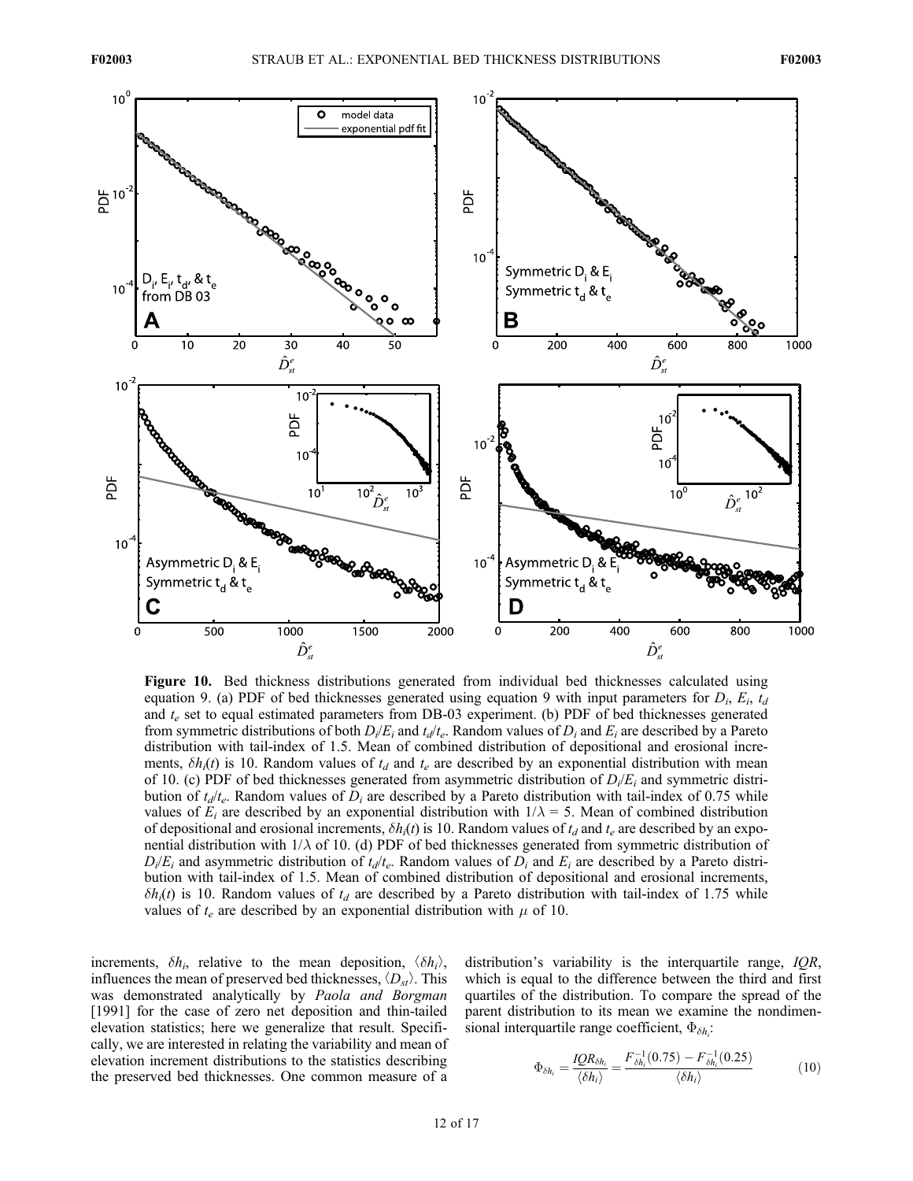**Figure 10.** Bed thickness distributions generated from individual bed thicknesses calculated using equation 9. (a) PDF of bed thicknesses generated using equation 9 with input parameters for $D_i$, $E_i$, $t_d$ and $t_e$ set to equal estimated parameters from DB-03 experiment. (b) PDF of bed thicknesses generated from symmetric distributions of both $D_i/E_i$ and $t_d/t_e$. Random values of $D_i$ and $E_i$ are described by a Pareto distribution with tail-index of 1.5. Mean of combined distribution of depositional and erosional increments, $\delta h_i(t)$ is 10. Random values of $t_d$ and $t_e$ are described by an exponential distribution with mean of 10. (c) PDF of bed thicknesses generated from asymmetric distribution of $D_i/E_i$ and symmetric distribution of $t_d/t_e$. Random values of $D_i$ are described by a Pareto distribution with tail-index of 0.75 while values of $E_i$ are described by an exponential distribution with $1/\lambda = 5$. Mean of combined distribution of depositional and erosional increments, $\delta h_i(t)$ is 10. Random values of $t_d$ and $t_e$ are described by an exponential distribution with $1/\lambda$ of 10. (d) PDF of bed thicknesses generated from symmetric distribution of $D_i/E_i$ and asymmetric distribution of $t_d/t_e$. Random values of $D_i$ and $E_i$ are described by a Pareto distribution with tail-index of 1.5. Mean of combined distribution of depositional and erosional increments, $\delta h_i(t)$ is 10. Random values of $t_d$ are described by a Pareto distribution with tail-index of 1.75 while values of $t_e$ are described by an exponential distribution with $\mu$ of 10.

increments, $\delta h_i$, relative to the mean deposition, $\langle \delta h_i \rangle$, influences the mean of preserved bed thicknesses, $\langle D_{st} \rangle$. This was demonstrated analytically by *Paola and Borgman* [1991] for the case of zero net deposition and thin-tailed elevation statistics; here we generalize that result. Specifically, we are interested in relating the variability and mean of elevation increment distributions to the statistics describing the preserved bed thicknesses. One common measure of a distribution's variability is the interquartile range, *IQR*, which is equal to the difference between the third and first quartiles of the distribution. To compare the spread of the parent distribution to its mean we examine the nondimensional interquartile range coefficient, $\Phi_{\delta h_i}$:

$$\Phi_{\delta h_i} = \frac{IQR_{\delta h_i}}{\langle \delta h_i \rangle} = \frac{F_{\delta h_i}^{-1}(0.75) - F_{\delta h_i}^{-1}(0.25)}{\langle \delta h_i \rangle} \tag{10}$$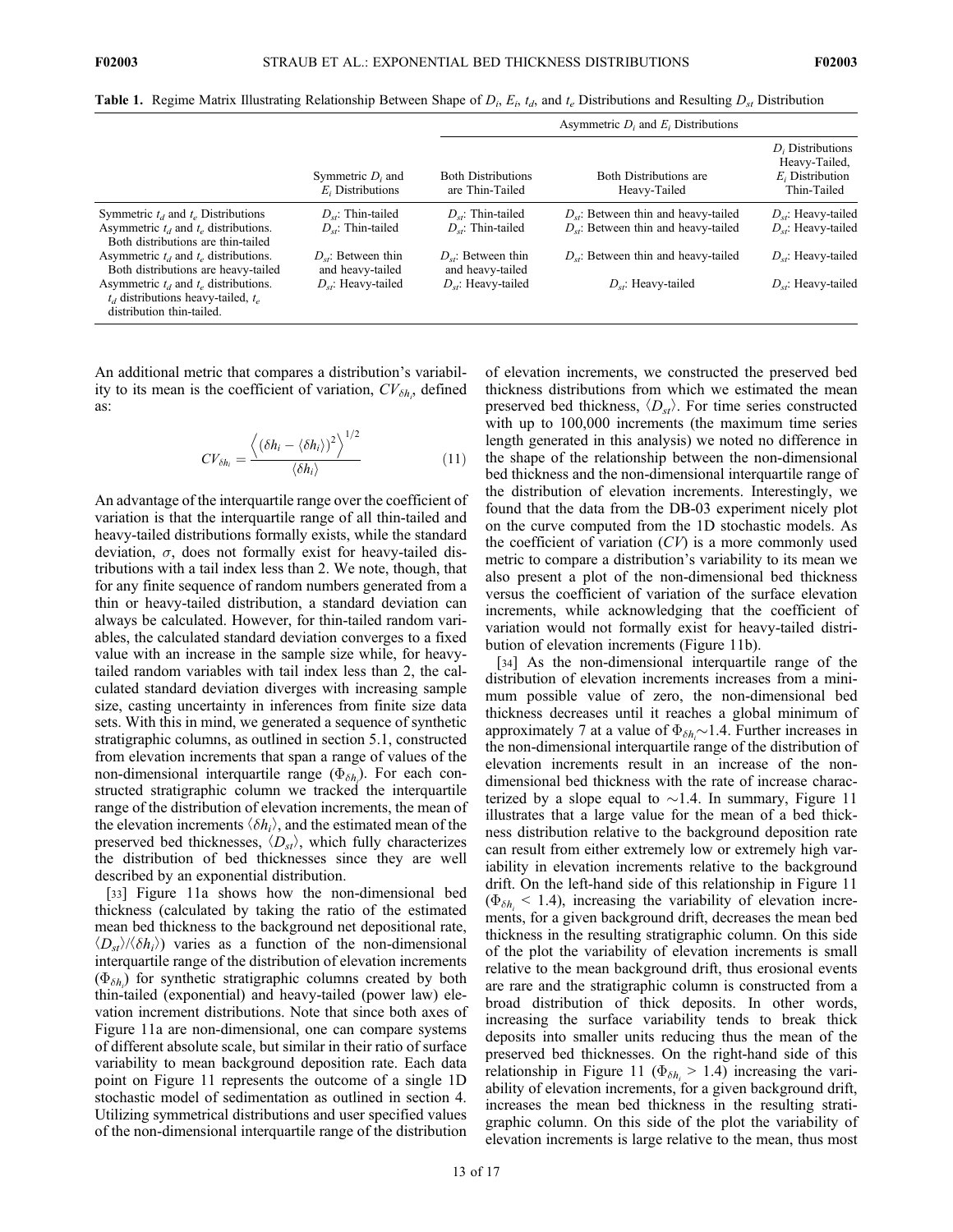**Table 1.** Regime Matrix Illustrating Relationship Between Shape of $D_i$, $E_i$, $t_d$, and $t_e$ Distributions and Resulting $D_{st}$ Distribution

| | | Asymmetric $D_i$ and $E_i$ Distributions | | |
|---|---|---|---|---|
| | Symmetric $D_i$ and $E_i$ Distributions | Both Distributions are Thin-Tailed | Both Distributions are Heavy-Tailed | $D_i$ Distributions Heavy-Tailed, $E_i$ Distribution Thin-Tailed |
| Symmetric $t_d$ and $t_e$ Distributions | $D_{st}$: Thin-tailed | $D_{st}$: Thin-tailed | $D_{st}$: Between thin and heavy-tailed | $D_{st}$: Heavy-tailed |
| Asymmetric $t_d$ and $t_e$ distributions. Both distributions are thin-tailed | $D_{st}$: Thin-tailed | $D_{st}$: Thin-tailed | $D_{st}$: Between thin and heavy-tailed | $D_{st}$: Heavy-tailed |
| Asymmetric $t_d$ and $t_e$ distributions. Both distributions are heavy-tailed | $D_{st}$: Between thin and heavy-tailed | $D_{st}$: Between thin and heavy-tailed | $D_{st}$: Between thin and heavy-tailed | $D_{st}$: Heavy-tailed |
| Asymmetric $t_d$ and $t_e$ distributions. $t_d$ distributions heavy-tailed, $t_e$ distribution thin-tailed. | $D_{st}$: Heavy-tailed | $D_{st}$: Heavy-tailed | $D_{st}$: Heavy-tailed | $D_{st}$: Heavy-tailed |

An additional metric that compares a distribution's variability to its mean is the coefficient of variation, $CV_{\delta h_i}$, defined as:

$$CV_{\delta h_i} = \frac{\left\langle (\delta h_i - \langle \delta h_i \rangle)^2 \right\rangle^{1/2}}{\langle \delta h_i \rangle} \qquad (11)$$

An advantage of the interquartile range over the coefficient of variation is that the interquartile range of all thin-tailed and heavy-tailed distributions formally exists, while the standard deviation, $\sigma$, does not formally exist for heavy-tailed distributions with a tail index less than 2. We note, though, that for any finite sequence of random numbers generated from a thin or heavy-tailed distribution, a standard deviation can always be calculated. However, for thin-tailed random variables, the calculated standard deviation converges to a fixed value with an increase in the sample size while, for heavy-tailed random variables with tail index less than 2, the calculated standard deviation diverges with increasing sample size, casting uncertainty in inferences from finite size data sets. With this in mind, we generated a sequence of synthetic stratigraphic columns, as outlined in section 5.1, constructed from elevation increments that span a range of values of the non-dimensional interquartile range ($\Phi_{\delta h_i}$). For each constructed stratigraphic column we tracked the interquartile range of the distribution of elevation increments, the mean of the elevation increments $\langle \delta h_i \rangle$, and the estimated mean of the preserved bed thicknesses, $\langle D_{st} \rangle$, which fully characterizes the distribution of bed thicknesses since they are well described by an exponential distribution.

[33] Figure 11a shows how the non-dimensional bed thickness (calculated by taking the ratio of the estimated mean bed thickness to the background net depositional rate, $\langle D_{st} \rangle / \langle \delta h_i \rangle$) varies as a function of the non-dimensional interquartile range of the distribution of elevation increments ($\Phi_{\delta h_i}$) for synthetic stratigraphic columns created by both thin-tailed (exponential) and heavy-tailed (power law) elevation increment distributions. Note that since both axes of Figure 11a are non-dimensional, one can compare systems of different absolute scale, but similar in their ratio of surface variability to mean background deposition rate. Each data point on Figure 11 represents the outcome of a single 1D stochastic model of sedimentation as outlined in section 4. Utilizing symmetrical distributions and user specified values of the non-dimensional interquartile range of the distribution of elevation increments, we constructed the preserved bed thickness distributions from which we estimated the mean preserved bed thickness, $\langle D_{st} \rangle$. For time series constructed with up to 100,000 increments (the maximum time series length generated in this analysis) we noted no difference in the shape of the relationship between the non-dimensional bed thickness and the non-dimensional interquartile range of the distribution of elevation increments. Interestingly, we found that the data from the DB-03 experiment nicely plot on the curve computed from the 1D stochastic models. As the coefficient of variation ($CV$) is a more commonly used metric to compare a distribution's variability to its mean we also present a plot of the non-dimensional bed thickness versus the coefficient of variation of the surface elevation increments, while acknowledging that the coefficient of variation would not formally exist for heavy-tailed distribution of elevation increments (Figure 11b).

[34] As the non-dimensional interquartile range of the distribution of elevation increments increases from a minimum possible value of zero, the non-dimensional bed thickness decreases until it reaches a global minimum of approximately 7 at a value of $\Phi_{\delta h_i} \sim 1.4$. Further increases in the non-dimensional interquartile range of the distribution of elevation increments result in an increase of the non-dimensional bed thickness with the rate of increase characterized by a slope equal to $\sim 1.4$. In summary, Figure 11 illustrates that a large value for the mean of a bed thickness distribution relative to the background deposition rate can result from either extremely low or extremely high variability in elevation increments relative to the background drift. On the left-hand side of this relationship in Figure 11 ($\Phi_{\delta h_i} < 1.4$), increasing the variability of elevation increments, for a given background drift, decreases the mean bed thickness in the resulting stratigraphic column. On this side of the plot the variability of elevation increments is small relative to the mean background drift, thus erosional events are rare and the stratigraphic column is constructed from a broad distribution of thick deposits. In other words, increasing the surface variability tends to break thick deposits into smaller units reducing thus the mean of the preserved bed thicknesses. On the right-hand side of this relationship in Figure 11 ($\Phi_{\delta h_i} > 1.4$) increasing the variability of elevation increments, for a given background drift, increases the mean bed thickness in the resulting stratigraphic column. On this side of the plot the variability of elevation increments is large relative to the mean, thus most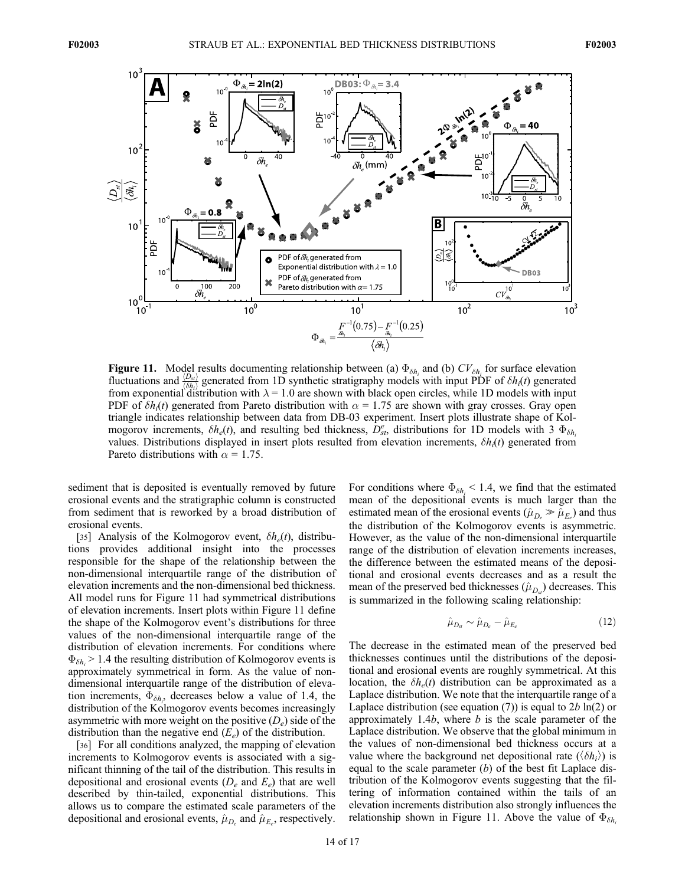**Figure 11.** Model results documenting relationship between (a) $\Phi_{\delta h_i}$ and (b) $CV_{\delta h_i}$ for surface elevation fluctuations and $\frac{\langle D_{st} \rangle}{\langle \delta h_i \rangle}$ generated from 1D synthetic stratigraphy models with input PDF of $\delta h_i(t)$ generated from exponential distribution with $\lambda = 1.0$ are shown with black open circles, while 1D models with input PDF of $\delta h_i(t)$ generated from Pareto distribution with $\alpha = 1.75$ are shown with gray crosses. Gray open triangle indicates relationship between data from DB-03 experiment. Insert plots illustrate shape of Kolmogorov increments, $\delta h_e(t)$, and resulting bed thickness, $D_{st}^e$, distributions for 1D models with 3 $\Phi_{\delta h_i}$ values. Distributions displayed in insert plots resulted from elevation increments, $\delta h_i(t)$ generated from Pareto distributions with $\alpha = 1.75$.

sediment that is deposited is eventually removed by future erosional events and the stratigraphic column is constructed from sediment that is reworked by a broad distribution of erosional events.

[35] Analysis of the Kolmogorov event, $\delta h_e(t)$, distributions provides additional insight into the processes responsible for the shape of the relationship between the non-dimensional interquartile range of the distribution of elevation increments and the non-dimensional bed thickness. All model runs for Figure 11 had symmetrical distributions of elevation increments. Insert plots within Figure 11 define the shape of the Kolmogorov event's distributions for three values of the non-dimensional interquartile range of the distribution of elevation increments. For conditions where $\Phi_{\delta h_i} > 1.4$ the resulting distribution of Kolmogorov events is approximately symmetrical in form. As the value of non-dimensional interquartile range of the distribution of elevation increments, $\Phi_{\delta h_i}$, decreases below a value of 1.4, the distribution of the Kolmogorov events becomes increasingly asymmetric with more weight on the positive ($D_e$) side of the distribution than the negative end ($E_e$) of the distribution.

[36] For all conditions analyzed, the mapping of elevation increments to Kolmogorov events is associated with a significant thinning of the tail of the distribution. This results in depositional and erosional events ($D_e$ and $E_e$) that are well described by thin-tailed, exponential distributions. This allows us to compare the estimated scale parameters of the depositional and erosional events, $\hat{\mu}_{D_e}$ and $\hat{\mu}_{E_e}$, respectively. For conditions where $\Phi_{\delta h_i} < 1.4$, we find that the estimated mean of the depositional events is much larger than the estimated mean of the erosional events ($\hat{\mu}_{D_e} \gg \hat{\mu}_{E_e}$) and thus the distribution of the Kolmogorov events is asymmetric. However, as the value of the non-dimensional interquartile range of the distribution of elevation increments increases, the difference between the estimated means of the depositional and erosional events decreases and as a result the mean of the preserved bed thicknesses ($\hat{\mu}_{D_{st}}$) decreases. This is summarized in the following scaling relationship:

$$\hat{\mu}_{D_{st}} \sim \hat{\mu}_{D_e} - \hat{\mu}_{E_e} \tag{12}$$

The decrease in the estimated mean of the preserved bed thicknesses continues until the distributions of the depositional and erosional events are roughly symmetrical. At this location, the $\delta h_e(t)$ distribution can be approximated as a Laplace distribution. We note that the interquartile range of a Laplace distribution (see equation (7)) is equal to $2b \ln(2)$ or approximately $1.4b$, where $b$ is the scale parameter of the Laplace distribution. We observe that the global minimum in the values of non-dimensional bed thickness occurs at a value where the background net depositional rate ($\langle \delta h_i \rangle$) is equal to the scale parameter ($b$) of the best fit Laplace distribution of the Kolmogorov events suggesting that the filtering of information contained within the tails of an elevation increments distribution also strongly influences the relationship shown in Figure 11. Above the value of $\Phi_{\delta h_i}$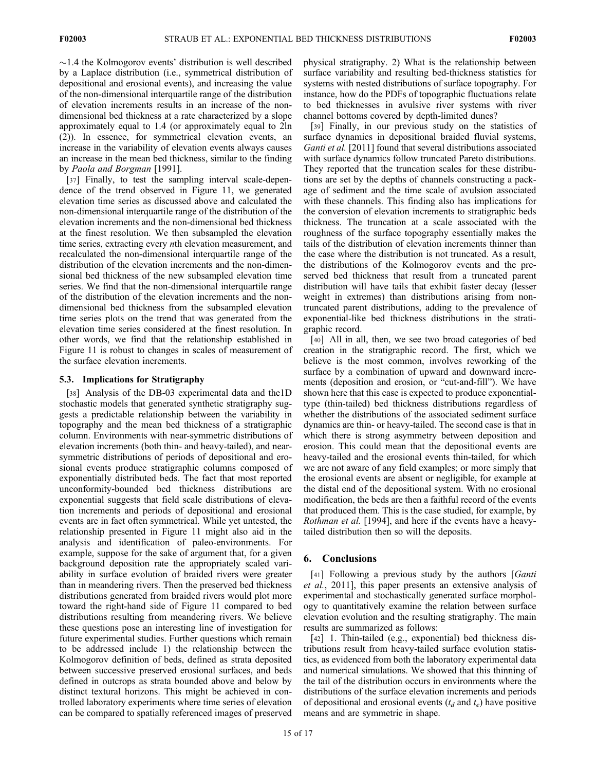$\sim$1.4 the Kolmogorov events' distribution is well described by a Laplace distribution (i.e., symmetrical distribution of depositional and erosional events), and increasing the value of the non-dimensional interquartile range of the distribution of elevation increments results in an increase of the non-dimensional bed thickness at a rate characterized by a slope approximately equal to 1.4 (or approximately equal to 2ln (2)). In essence, for symmetrical elevation events, an increase in the variability of elevation events always causes an increase in the mean bed thickness, similar to the finding by *Paola and Borgman* [1991].

[37] Finally, to test the sampling interval scale-dependence of the trend observed in Figure 11, we generated elevation time series as discussed above and calculated the non-dimensional interquartile range of the distribution of the elevation increments and the non-dimensional bed thickness at the finest resolution. We then subsampled the elevation time series, extracting every $n$th elevation measurement, and recalculated the non-dimensional interquartile range of the distribution of the elevation increments and the non-dimensional bed thickness of the new subsampled elevation time series. We find that the non-dimensional interquartile range of the distribution of the elevation increments and the non-dimensional bed thickness from the subsampled elevation time series plots on the trend that was generated from the elevation time series considered at the finest resolution. In other words, we find that the relationship established in Figure 11 is robust to changes in scales of measurement of the surface elevation increments.

### 5.3. Implications for Stratigraphy

[38] Analysis of the DB-03 experimental data and the1D stochastic models that generated synthetic stratigraphy suggests a predictable relationship between the variability in topography and the mean bed thickness of a stratigraphic column. Environments with near-symmetric distributions of elevation increments (both thin- and heavy-tailed), and near-symmetric distributions of periods of depositional and erosional events produce stratigraphic columns composed of exponentially distributed beds. The fact that most reported unconformity-bounded bed thickness distributions are exponential suggests that field scale distributions of elevation increments and periods of depositional and erosional events are in fact often symmetrical. While yet untested, the relationship presented in Figure 11 might also aid in the analysis and identification of paleo-environments. For example, suppose for the sake of argument that, for a given background deposition rate the appropriately scaled variability in surface evolution of braided rivers were greater than in meandering rivers. Then the preserved bed thickness distributions generated from braided rivers would plot more toward the right-hand side of Figure 11 compared to bed distributions resulting from meandering rivers. We believe these questions pose an interesting line of investigation for future experimental studies. Further questions which remain to be addressed include 1) the relationship between the Kolmogorov definition of beds, defined as strata deposited between successive preserved erosional surfaces, and beds defined in outcrops as strata bounded above and below by distinct textural horizons. This might be achieved in controlled laboratory experiments where time series of elevation can be compared to spatially referenced images of preserved physical stratigraphy. 2) What is the relationship between surface variability and resulting bed-thickness statistics for systems with nested distributions of surface topography. For instance, how do the PDFs of topographic fluctuations relate to bed thicknesses in avulsive river systems with river channel bottoms covered by depth-limited dunes?

[39] Finally, in our previous study on the statistics of surface dynamics in depositional braided fluvial systems, *Ganti et al.* [2011] found that several distributions associated with surface dynamics follow truncated Pareto distributions. They reported that the truncation scales for these distributions are set by the depths of channels constructing a package of sediment and the time scale of avulsion associated with these channels. This finding also has implications for the conversion of elevation increments to stratigraphic beds thickness. The truncation at a scale associated with the roughness of the surface topography essentially makes the tails of the distribution of elevation increments thinner than the case where the distribution is not truncated. As a result, the distributions of the Kolmogorov events and the preserved bed thickness that result from a truncated parent distribution will have tails that exhibit faster decay (lesser weight in extremes) than distributions arising from non-truncated parent distributions, adding to the prevalence of exponential-like bed thickness distributions in the stratigraphic record.

[40] All in all, then, we see two broad categories of bed creation in the stratigraphic record. The first, which we believe is the most common, involves reworking of the surface by a combination of upward and downward increments (deposition and erosion, or "cut-and-fill"). We have shown here that this case is expected to produce exponential-type (thin-tailed) bed thickness distributions regardless of whether the distributions of the associated sediment surface dynamics are thin- or heavy-tailed. The second case is that in which there is strong asymmetry between deposition and erosion. This could mean that the depositional events are heavy-tailed and the erosional events thin-tailed, for which we are not aware of any field examples; or more simply that the erosional events are absent or negligible, for example at the distal end of the depositional system. With no erosional modification, the beds are then a faithful record of the events that produced them. This is the case studied, for example, by *Rothman et al.* [1994], and here if the events have a heavy-tailed distribution then so will the deposits.

## 6. Conclusions

[41] Following a previous study by the authors [*Ganti et al.*, 2011], this paper presents an extensive analysis of experimental and stochastically generated surface morphology to quantitatively examine the relation between surface elevation evolution and the resulting stratigraphy. The main results are summarized as follows:

[42] 1. Thin-tailed (e.g., exponential) bed thickness distributions result from heavy-tailed surface evolution statistics, as evidenced from both the laboratory experimental data and numerical simulations. We showed that this thinning of the tail of the distribution occurs in environments where the distributions of the surface elevation increments and periods of depositional and erosional events ($t_d$ and $t_e$) have positive means and are symmetric in shape.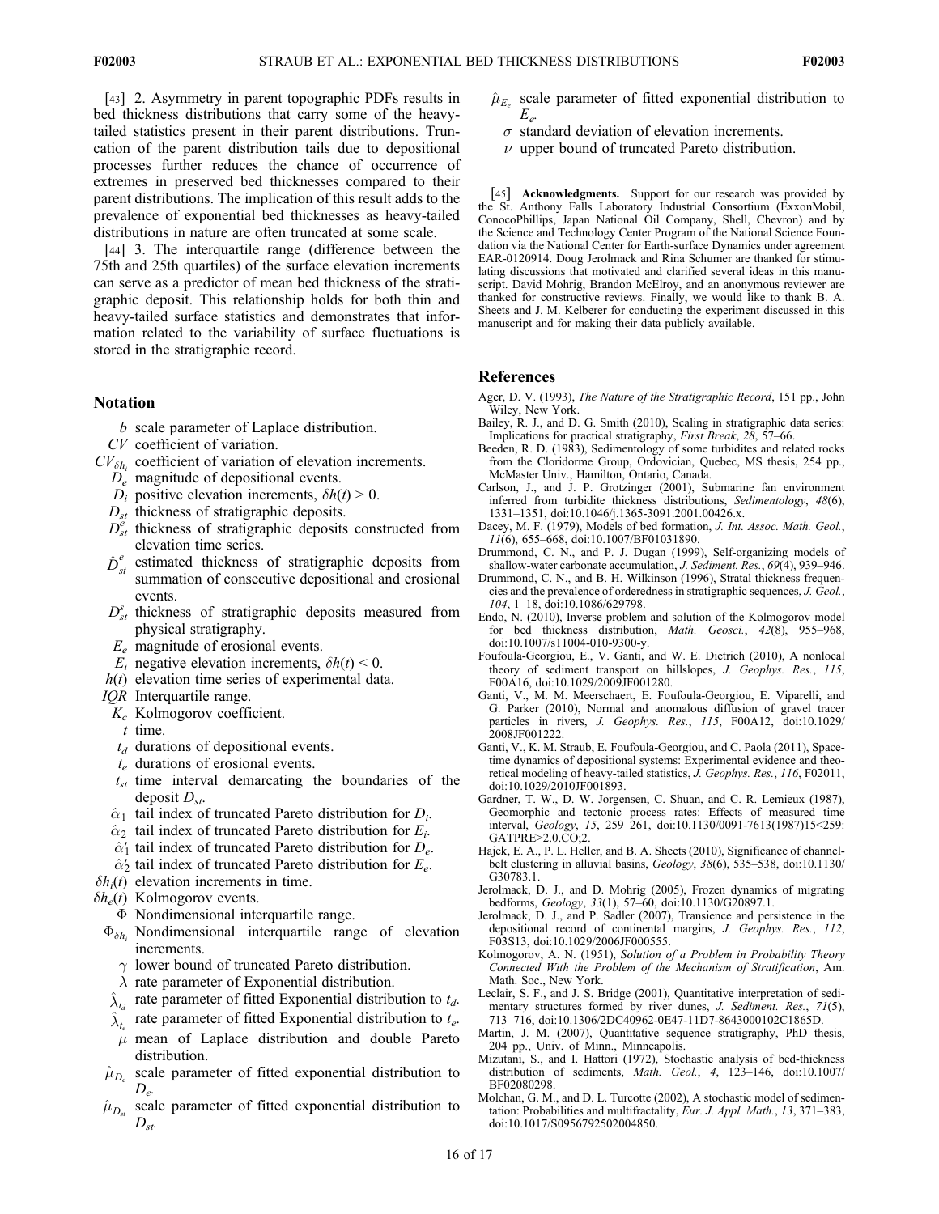[43] 2. Asymmetry in parent topographic PDFs results in bed thickness distributions that carry some of the heavy-tailed statistics present in their parent distributions. Truncation of the parent distribution tails due to depositional processes further reduces the chance of occurrence of extremes in preserved bed thicknesses compared to their parent distributions. The implication of this result adds to the prevalence of exponential bed thicknesses as heavy-tailed distributions in nature are often truncated at some scale.

[44] 3. The interquartile range (difference between the 75th and 25th quartiles) of the surface elevation increments can serve as a predictor of mean bed thickness of the stratigraphic deposit. This relationship holds for both thin and heavy-tailed surface statistics and demonstrates that information related to the variability of surface fluctuations is stored in the stratigraphic record.

## Notation

- $b$ scale parameter of Laplace distribution.
- $CV$ coefficient of variation.
- $CV_{\delta h_i}$ coefficient of variation of elevation increments.
- $D_e$ magnitude of depositional events.
- $D_i$ positive elevation increments, $\delta h(t) > 0$.
- $D_{st}$ thickness of stratigraphic deposits.
- $D_{st}^e$ thickness of stratigraphic deposits constructed from elevation time series.
- $\hat{D}_{st}^e$ estimated thickness of stratigraphic deposits from summation of consecutive depositional and erosional events.
- $D_{st}^s$ thickness of stratigraphic deposits measured from physical stratigraphy.
- $E_e$ magnitude of erosional events.
- $E_i$ negative elevation increments, $\delta h(t) < 0$.
- $h(t)$ elevation time series of experimental data.
- $IQR$ Interquartile range.
- $K_c$ Kolmogorov coefficient.
- $t$ time.
- $t_d$ durations of depositional events.
- $t_e$ durations of erosional events.
- $t_{st}$ time interval demarcating the boundaries of the deposit $D_{st}$.
- $\hat{\alpha}_1$ tail index of truncated Pareto distribution for $D_i$.
- $\hat{\alpha}_2$ tail index of truncated Pareto distribution for $E_i$.
- $\hat{\alpha}'_1$ tail index of truncated Pareto distribution for $D_e$.
- $\hat{\alpha}'_2$ tail index of truncated Pareto distribution for $E_e$.
- $\delta h_i(t)$ elevation increments in time.
- $\delta h_e(t)$ Kolmogorov events.
- $\Phi$ Nondimensional interquartile range.
- $\Phi_{\delta h_i}$ Nondimensional interquartile range of elevation increments.
- $\gamma$ lower bound of truncated Pareto distribution.
- $\lambda$ rate parameter of Exponential distribution.
- $\hat{\lambda}_{t_d}$ rate parameter of fitted Exponential distribution to $t_d$.
- $\hat{\lambda}_{t_e}$ rate parameter of fitted Exponential distribution to $t_e$.
- $\mu$ mean of Laplace distribution and double Pareto distribution.
- $\hat{\mu}_{D_e}$ scale parameter of fitted exponential distribution to $D_e$.
- $\hat{\mu}_{D_{st}}$ scale parameter of fitted exponential distribution to $D_{st}$.
- $\hat{\mu}_{E_e}$ scale parameter of fitted exponential distribution to $E_e$.
- $\sigma$ standard deviation of elevation increments.
- $\nu$ upper bound of truncated Pareto distribution.

[45] **Acknowledgments.** Support for our research was provided by the St. Anthony Falls Laboratory Industrial Consortium (ExxonMobil, ConocoPhillips, Japan National Oil Company, Shell, Chevron) and by the Science and Technology Center Program of the National Science Foundation via the National Center for Earth-surface Dynamics under agreement EAR-0120914. Doug Jerolmack and Rina Schumer are thanked for stimulating discussions that motivated and clarified several ideas in this manuscript. David Mohrig, Brandon McElroy, and an anonymous reviewer are thanked for constructive reviews. Finally, we would like to thank B. A. Sheets and J. M. Kelberer for conducting the experiment discussed in this manuscript and for making their data publicly available.

## References

Ager, D. V. (1993), *The Nature of the Stratigraphic Record*, 151 pp., John Wiley, New York.

Bailey, R. J., and D. G. Smith (2010), Scaling in stratigraphic data series: Implications for practical stratigraphy, *First Break*, *28*, 57–66.

Beeden, R. D. (1983), Sedimentology of some turbidites and related rocks from the Cloridorme Group, Ordovician, Quebec, MS thesis, 254 pp., McMaster Univ., Hamilton, Ontario, Canada.

Carlson, J., and J. P. Grotzinger (2001), Submarine fan environment inferred from turbidite thickness distributions, *Sedimentology*, *48*(6), 1331–1351, doi:10.1046/j.1365-3091.2001.00426.x.

Dacey, M. F. (1979), Models of bed formation, *J. Int. Assoc. Math. Geol.*, *11*(6), 655–668, doi:10.1007/BF01031890.

Drummond, C. N., and P. J. Dugan (1999), Self-organizing models of shallow-water carbonate accumulation, *J. Sediment. Res.*, *69*(4), 939–946.

Drummond, C. N., and B. H. Wilkinson (1996), Stratal thickness frequencies and the prevalence of orderedness in stratigraphic sequences, *J. Geol.*, *104*, 1–18, doi:10.1086/629798.

Endo, N. (2010), Inverse problem and solution of the Kolmogorov model for bed thickness distribution, *Math. Geosci.*, *42*(8), 955–968, doi:10.1007/s11004-010-9300-y.

Foufoula-Georgiou, E., V. Ganti, and W. E. Dietrich (2010), A nonlocal theory of sediment transport on hillslopes, *J. Geophys. Res.*, *115*, F00A16, doi:10.1029/2009JF001280.

Ganti, V., M. M. Meerschaert, E. Foufoula-Georgiou, E. Viparelli, and G. Parker (2010), Normal and anomalous diffusion of gravel tracer particles in rivers, *J. Geophys. Res.*, *115*, F00A12, doi:10.1029/2008JF001222.

Ganti, V., K. M. Straub, E. Foufoula-Georgiou, and C. Paola (2011), Space-time dynamics of depositional systems: Experimental evidence and theoretical modeling of heavy-tailed statistics, *J. Geophys. Res.*, *116*, F02011, doi:10.1029/2010JF001893.

Gardner, T. W., D. W. Jorgensen, C. Shuan, and C. R. Lemieux (1987), Geomorphic and tectonic process rates: Effects of measured time interval, *Geology*, *15*, 259–261, doi:10.1130/0091-7613(1987)15<259:GATPRE>2.0.CO;2.

Hajek, E. A., P. L. Heller, and B. A. Sheets (2010), Significance of channel-belt clustering in alluvial basins, *Geology*, *38*(6), 535–538, doi:10.1130/G30783.1.

Jerolmack, D. J., and D. Mohrig (2005), Frozen dynamics of migrating bedforms, *Geology*, *33*(1), 57–60, doi:10.1130/G20897.1.

Jerolmack, D. J., and P. Sadler (2007), Transience and persistence in the depositional record of continental margins, *J. Geophys. Res.*, *112*, F03S13, doi:10.1029/2006JF000555.

Kolmogorov, A. N. (1951), *Solution of a Problem in Probability Theory Connected With the Problem of the Mechanism of Stratification*, Am. Math. Soc., New York.

Leclair, S. F., and J. S. Bridge (2001), Quantitative interpretation of sedimentary structures formed by river dunes, *J. Sediment. Res.*, *71*(5), 713–716, doi:10.1306/2DC40962-0E47-11D7-8643000102C1865D.

Martin, J. M. (2007), Quantitative sequence stratigraphy, PhD thesis, 204 pp., Univ. of Minn., Minneapolis.

Mizutani, S., and I. Hattori (1972), Stochastic analysis of bed-thickness distribution of sediments, *Math. Geol.*, *4*, 123–146, doi:10.1007/BF02080298.

Molchan, G. M., and D. L. Turcotte (2002), A stochastic model of sedimentation: Probabilities and multifractality, *Eur. J. Appl. Math.*, *13*, 371–383, doi:10.1017/S0956792502004850.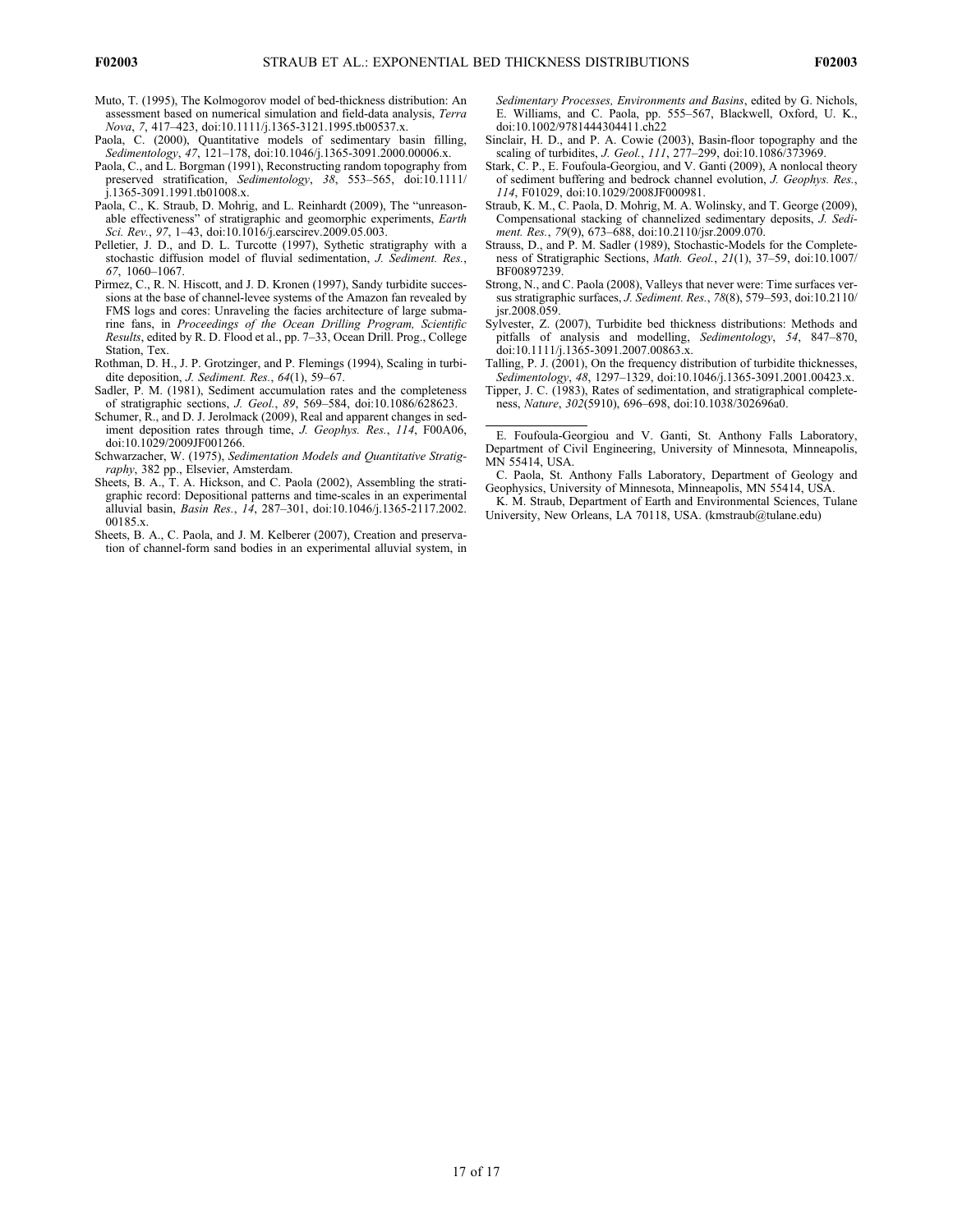Muto, T. (1995), The Kolmogorov model of bed-thickness distribution: An assessment based on numerical simulation and field-data analysis, *Terra Nova*, *7*, 417–423, doi:10.1111/j.1365-3121.1995.tb00537.x.

Paola, C. (2000), Quantitative models of sedimentary basin filling, *Sedimentology*, *47*, 121–178, doi:10.1046/j.1365-3091.2000.00006.x.

Paola, C., and L. Borgman (1991), Reconstructing random topography from preserved stratification, *Sedimentology*, *38*, 553–565, doi:10.1111/j.1365-3091.1991.tb01008.x.

Paola, C., K. Straub, D. Mohrig, and L. Reinhardt (2009), The "unreasonable effectiveness" of stratigraphic and geomorphic experiments, *Earth Sci. Rev.*, *97*, 1–43, doi:10.1016/j.earscirev.2009.05.003.

Pelletier, J. D., and D. L. Turcotte (1997), Sythetic stratigraphy with a stochastic diffusion model of fluvial sedimentation, *J. Sediment. Res.*, *67*, 1060–1067.

Pirmez, C., R. N. Hiscott, and J. D. Kronen (1997), Sandy turbidite successions at the base of channel-levee systems of the Amazon fan revealed by FMS logs and cores: Unraveling the facies architecture of large submarine fans, in *Proceedings of the Ocean Drilling Program, Scientific Results*, edited by R. D. Flood et al., pp. 7–33, Ocean Drill. Prog., College Station, Tex.

Rothman, D. H., J. P. Grotzinger, and P. Flemings (1994), Scaling in turbidite deposition, *J. Sediment. Res.*, *64*(1), 59–67.

Sadler, P. M. (1981), Sediment accumulation rates and the completeness of stratigraphic sections, *J. Geol.*, *89*, 569–584, doi:10.1086/628623.

Schumer, R., and D. J. Jerolmack (2009), Real and apparent changes in sediment deposition rates through time, *J. Geophys. Res.*, *114*, F00A06, doi:10.1029/2009JF001266.

Schwarzacher, W. (1975), *Sedimentation Models and Quantitative Stratigraphy*, 382 pp., Elsevier, Amsterdam.

Sheets, B. A., T. A. Hickson, and C. Paola (2002), Assembling the stratigraphic record: Depositional patterns and time-scales in an experimental alluvial basin, *Basin Res.*, *14*, 287–301, doi:10.1046/j.1365-2117.2002.00185.x.

Sheets, B. A., C. Paola, and J. M. Kelberer (2007), Creation and preservation of channel-form sand bodies in an experimental alluvial system, in *Sedimentary Processes, Environments and Basins*, edited by G. Nichols, E. Williams, and C. Paola, pp. 555–567, Blackwell, Oxford, U. K., doi:10.1002/9781444304411.ch22

Sinclair, H. D., and P. A. Cowie (2003), Basin-floor topography and the scaling of turbidites, *J. Geol.*, *111*, 277–299, doi:10.1086/373969.

Stark, C. P., E. Foufoula-Georgiou, and V. Ganti (2009), A nonlocal theory of sediment buffering and bedrock channel evolution, *J. Geophys. Res.*, *114*, F01029, doi:10.1029/2008JF000981.

Straub, K. M., C. Paola, D. Mohrig, M. A. Wolinsky, and T. George (2009), Compensational stacking of channelized sedimentary deposits, *J. Sediment. Res.*, *79*(9), 673–688, doi:10.2110/jsr.2009.070.

Strauss, D., and P. M. Sadler (1989), Stochastic-Models for the Completeness of Stratigraphic Sections, *Math. Geol.*, *21*(1), 37–59, doi:10.1007/BF00897239.

Strong, N., and C. Paola (2008), Valleys that never were: Time surfaces versus stratigraphic surfaces, *J. Sediment. Res.*, *78*(8), 579–593, doi:10.2110/jsr.2008.059.

Sylvester, Z. (2007), Turbidite bed thickness distributions: Methods and pitfalls of analysis and modelling, *Sedimentology*, *54*, 847–870, doi:10.1111/j.1365-3091.2007.00863.x.

Talling, P. J. (2001), On the frequency distribution of turbidite thicknesses, *Sedimentology*, *48*, 1297–1329, doi:10.1046/j.1365-3091.2001.00423.x.

Tipper, J. C. (1983), Rates of sedimentation, and stratigraphical completeness, *Nature*, *302*(5910), 696–698, doi:10.1038/302696a0.

---

E. Foufoula-Georgiou and V. Ganti, St. Anthony Falls Laboratory, Department of Civil Engineering, University of Minnesota, Minneapolis, MN 55414, USA.

C. Paola, St. Anthony Falls Laboratory, Department of Geology and Geophysics, University of Minnesota, Minneapolis, MN 55414, USA.

K. M. Straub, Department of Earth and Environmental Sciences, Tulane University, New Orleans, LA 70118, USA. (kmstraub@tulane.edu)